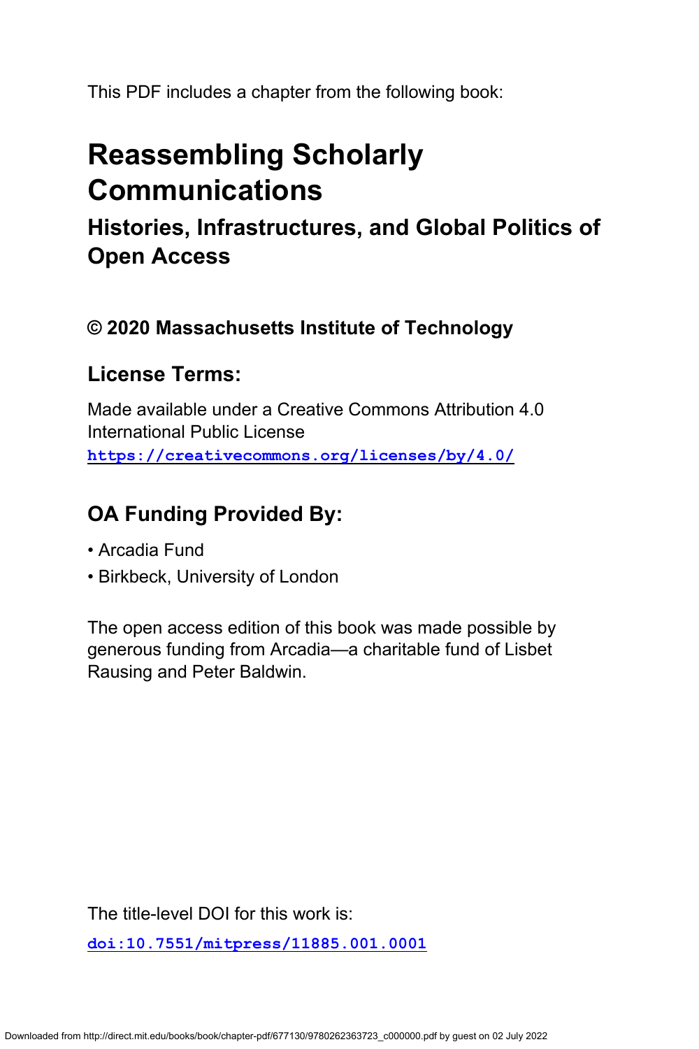This PDF includes a chapter from the following book:

# Reassembling Scholarly Communications

## Histories, Infrastructures, and Global Politics of Open Access

### © 2020 Massachusetts Institute of Technology

### License Terms:

Made available under a Creative Commons Attribution 4.0 International Public License
https://creativecommons.org/licenses/by/4.0/

### OA Funding Provided By:

- Arcadia Fund
- Birkbeck, University of London

The open access edition of this book was made possible by generous funding from Arcadia—a charitable fund of Lisbet Rausing and Peter Baldwin.

The title-level DOI for this work is:

doi:10.7551/mitpress/11885.001.0001

Downloaded from http://direct.mit.edu/books/book/chapter-pdf/677130/9780262363723_c000000.pdf by guest on 02 July 2022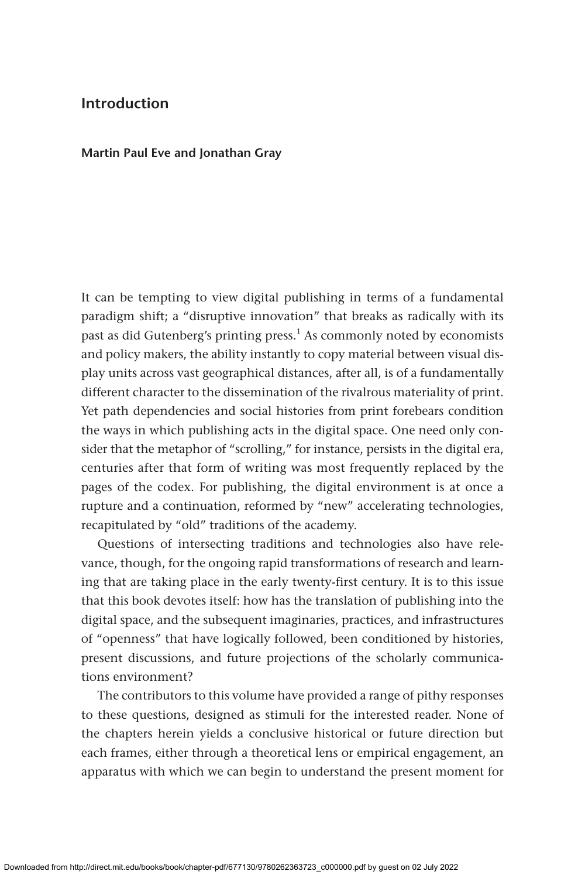# Introduction

**Martin Paul Eve and Jonathan Gray**

It can be tempting to view digital publishing in terms of a fundamental paradigm shift; a "disruptive innovation" that breaks as radically with its past as did Gutenberg's printing press.[1] As commonly noted by economists and policy makers, the ability instantly to copy material between visual display units across vast geographical distances, after all, is of a fundamentally different character to the dissemination of the rivalrous materiality of print. Yet path dependencies and social histories from print forebears condition the ways in which publishing acts in the digital space. One need only consider that the metaphor of "scrolling," for instance, persists in the digital era, centuries after that form of writing was most frequently replaced by the pages of the codex. For publishing, the digital environment is at once a rupture and a continuation, reformed by "new" accelerating technologies, recapitulated by "old" traditions of the academy.

Questions of intersecting traditions and technologies also have relevance, though, for the ongoing rapid transformations of research and learning that are taking place in the early twenty-first century. It is to this issue that this book devotes itself: how has the translation of publishing into the digital space, and the subsequent imaginaries, practices, and infrastructures of "openness" that have logically followed, been conditioned by histories, present discussions, and future projections of the scholarly communications environment?

The contributors to this volume have provided a range of pithy responses to these questions, designed as stimuli for the interested reader. None of the chapters herein yields a conclusive historical or future direction but each frames, either through a theoretical lens or empirical engagement, an apparatus with which we can begin to understand the present moment for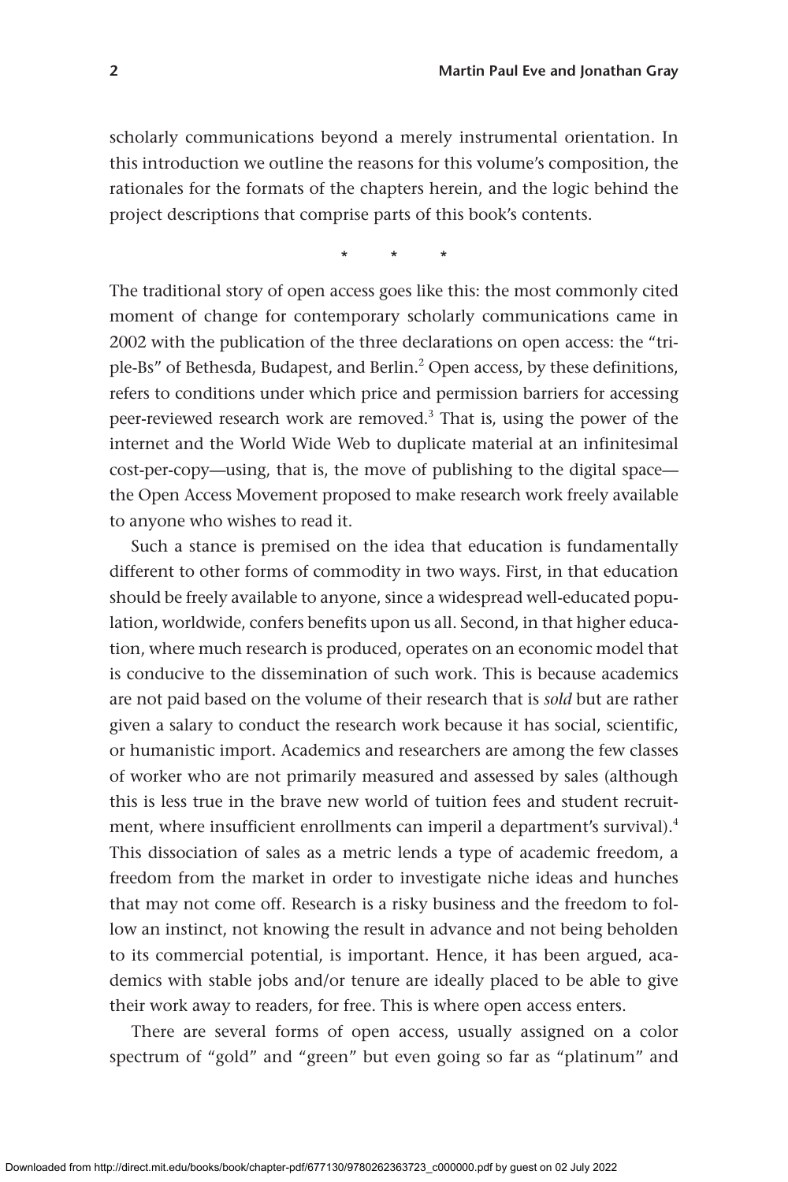scholarly communications beyond a merely instrumental orientation. In this introduction we outline the reasons for this volume's composition, the rationales for the formats of the chapters herein, and the logic behind the project descriptions that comprise parts of this book's contents.

\* \* \*

The traditional story of open access goes like this: the most commonly cited moment of change for contemporary scholarly communications came in 2002 with the publication of the three declarations on open access: the "triple-Bs" of Bethesda, Budapest, and Berlin.[2] Open access, by these definitions, refers to conditions under which price and permission barriers for accessing peer-reviewed research work are removed.[3] That is, using the power of the internet and the World Wide Web to duplicate material at an infinitesimal cost-per-copy—using, that is, the move of publishing to the digital space—the Open Access Movement proposed to make research work freely available to anyone who wishes to read it.

Such a stance is premised on the idea that education is fundamentally different to other forms of commodity in two ways. First, in that education should be freely available to anyone, since a widespread well-educated population, worldwide, confers benefits upon us all. Second, in that higher education, where much research is produced, operates on an economic model that is conducive to the dissemination of such work. This is because academics are not paid based on the volume of their research that is *sold* but are rather given a salary to conduct the research work because it has social, scientific, or humanistic import. Academics and researchers are among the few classes of worker who are not primarily measured and assessed by sales (although this is less true in the brave new world of tuition fees and student recruitment, where insufficient enrollments can imperil a department's survival).[4] This dissociation of sales as a metric lends a type of academic freedom, a freedom from the market in order to investigate niche ideas and hunches that may not come off. Research is a risky business and the freedom to follow an instinct, not knowing the result in advance and not being beholden to its commercial potential, is important. Hence, it has been argued, academics with stable jobs and/or tenure are ideally placed to be able to give their work away to readers, for free. This is where open access enters.

There are several forms of open access, usually assigned on a color spectrum of "gold" and "green" but even going so far as "platinum" and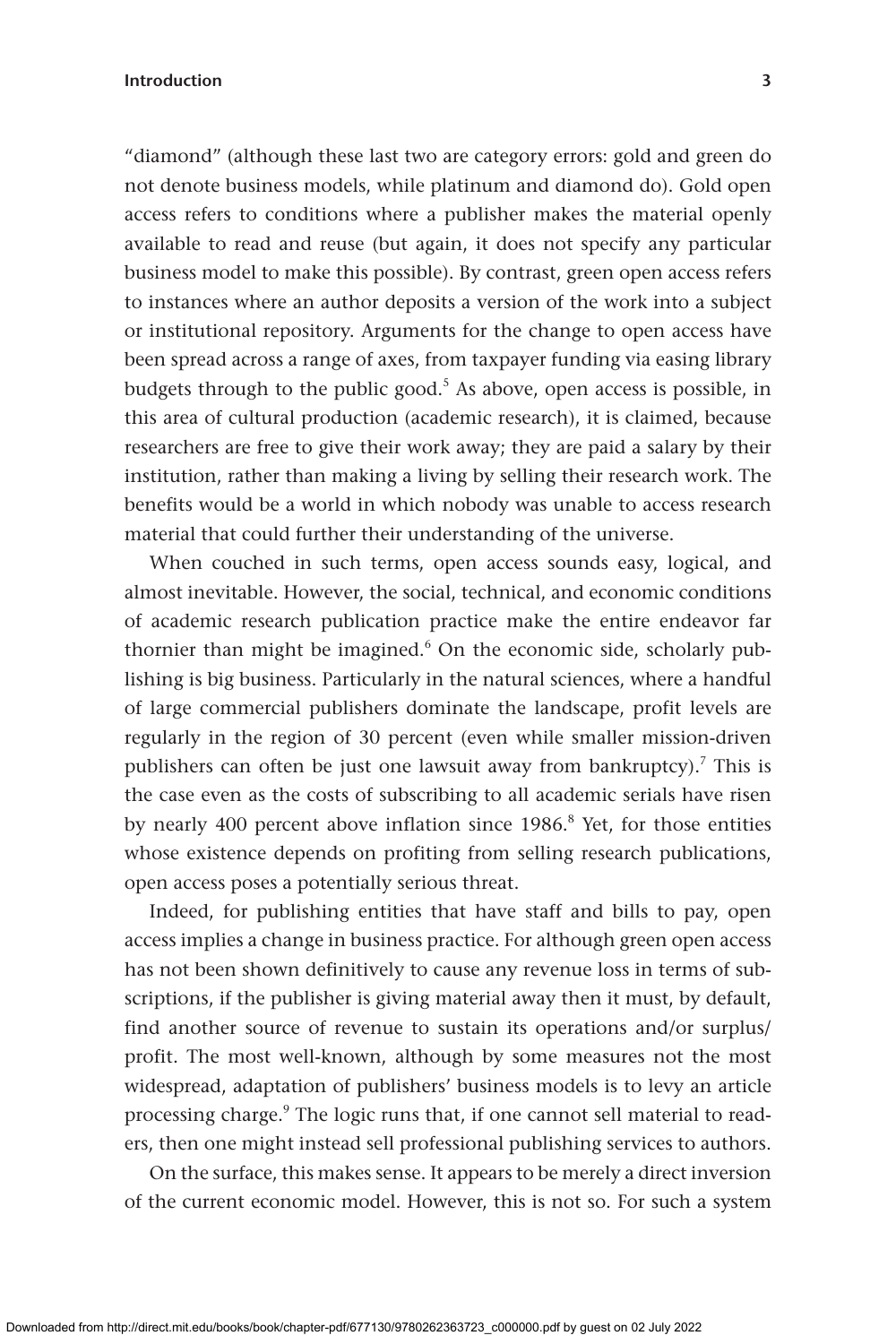"diamond" (although these last two are category errors: gold and green do not denote business models, while platinum and diamond do). Gold open access refers to conditions where a publisher makes the material openly available to read and reuse (but again, it does not specify any particular business model to make this possible). By contrast, green open access refers to instances where an author deposits a version of the work into a subject or institutional repository. Arguments for the change to open access have been spread across a range of axes, from taxpayer funding via easing library budgets through to the public good.[5] As above, open access is possible, in this area of cultural production (academic research), it is claimed, because researchers are free to give their work away; they are paid a salary by their institution, rather than making a living by selling their research work. The benefits would be a world in which nobody was unable to access research material that could further their understanding of the universe.

When couched in such terms, open access sounds easy, logical, and almost inevitable. However, the social, technical, and economic conditions of academic research publication practice make the entire endeavor far thornier than might be imagined.[6] On the economic side, scholarly publishing is big business. Particularly in the natural sciences, where a handful of large commercial publishers dominate the landscape, profit levels are regularly in the region of 30 percent (even while smaller mission-driven publishers can often be just one lawsuit away from bankruptcy).[7] This is the case even as the costs of subscribing to all academic serials have risen by nearly 400 percent above inflation since 1986.[8] Yet, for those entities whose existence depends on profiting from selling research publications, open access poses a potentially serious threat.

Indeed, for publishing entities that have staff and bills to pay, open access implies a change in business practice. For although green open access has not been shown definitively to cause any revenue loss in terms of subscriptions, if the publisher is giving material away then it must, by default, find another source of revenue to sustain its operations and/or surplus/profit. The most well-known, although by some measures not the most widespread, adaptation of publishers' business models is to levy an article processing charge.[9] The logic runs that, if one cannot sell material to readers, then one might instead sell professional publishing services to authors.

On the surface, this makes sense. It appears to be merely a direct inversion of the current economic model. However, this is not so. For such a system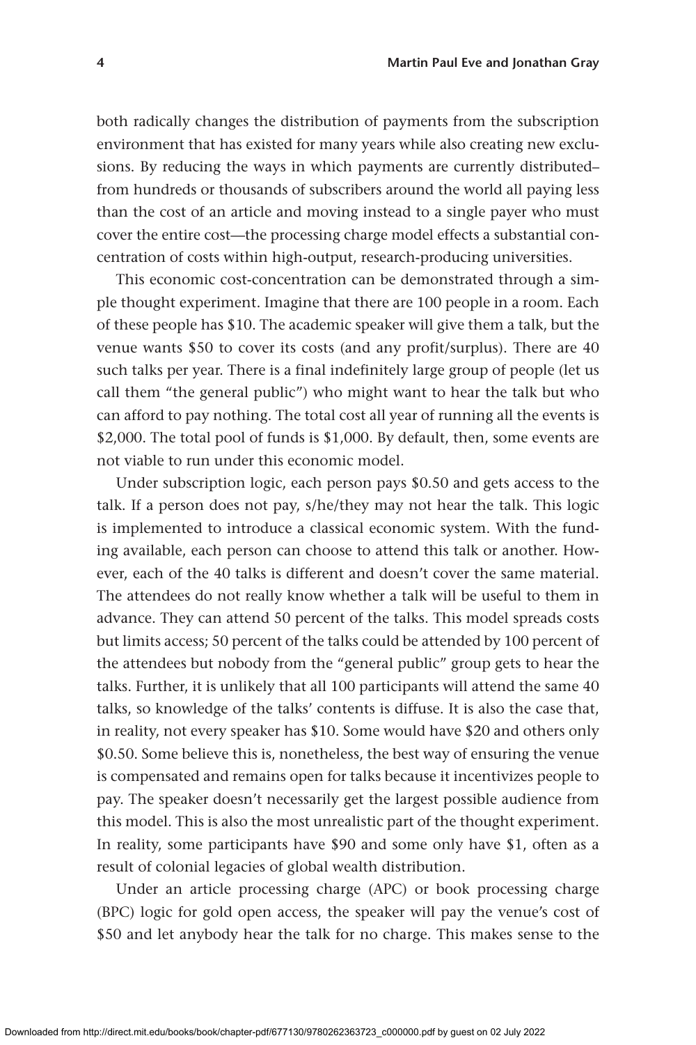both radically changes the distribution of payments from the subscription environment that has existed for many years while also creating new exclusions. By reducing the ways in which payments are currently distributed–from hundreds or thousands of subscribers around the world all paying less than the cost of an article and moving instead to a single payer who must cover the entire cost—the processing charge model effects a substantial concentration of costs within high-output, research-producing universities.

This economic cost-concentration can be demonstrated through a simple thought experiment. Imagine that there are 100 people in a room. Each of these people has $10. The academic speaker will give them a talk, but the venue wants $50 to cover its costs (and any profit/surplus). There are 40 such talks per year. There is a final indefinitely large group of people (let us call them "the general public") who might want to hear the talk but who can afford to pay nothing. The total cost all year of running all the events is $2,000. The total pool of funds is $1,000. By default, then, some events are not viable to run under this economic model.

Under subscription logic, each person pays $0.50 and gets access to the talk. If a person does not pay, s/he/they may not hear the talk. This logic is implemented to introduce a classical economic system. With the funding available, each person can choose to attend this talk or another. However, each of the 40 talks is different and doesn't cover the same material. The attendees do not really know whether a talk will be useful to them in advance. They can attend 50 percent of the talks. This model spreads costs but limits access; 50 percent of the talks could be attended by 100 percent of the attendees but nobody from the "general public" group gets to hear the talks. Further, it is unlikely that all 100 participants will attend the same 40 talks, so knowledge of the talks' contents is diffuse. It is also the case that, in reality, not every speaker has $10. Some would have $20 and others only $0.50. Some believe this is, nonetheless, the best way of ensuring the venue is compensated and remains open for talks because it incentivizes people to pay. The speaker doesn't necessarily get the largest possible audience from this model. This is also the most unrealistic part of the thought experiment. In reality, some participants have $90 and some only have $1, often as a result of colonial legacies of global wealth distribution.

Under an article processing charge (APC) or book processing charge (BPC) logic for gold open access, the speaker will pay the venue's cost of $50 and let anybody hear the talk for no charge. This makes sense to the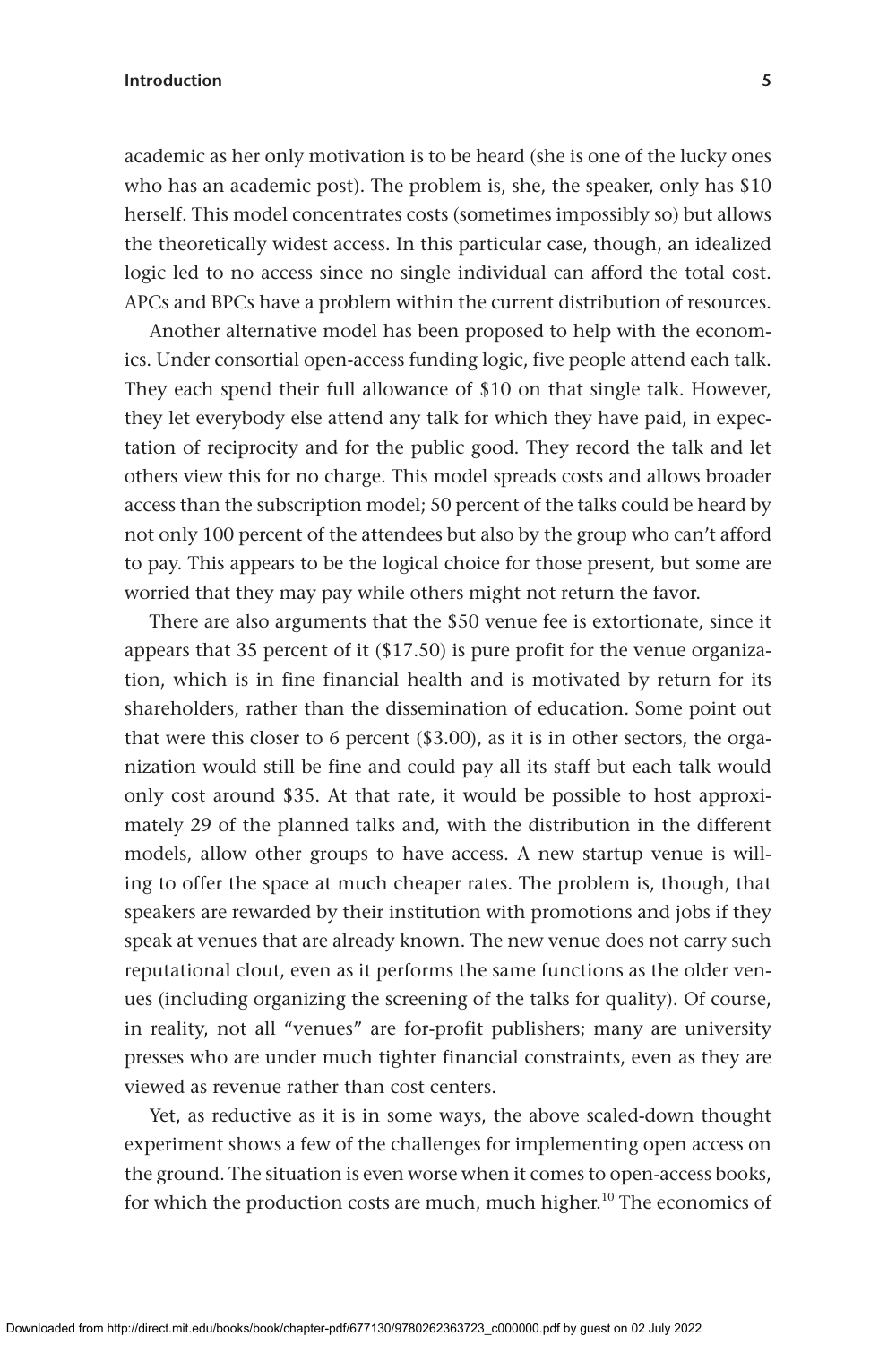academic as her only motivation is to be heard (she is one of the lucky ones who has an academic post). The problem is, she, the speaker, only has $10 herself. This model concentrates costs (sometimes impossibly so) but allows the theoretically widest access. In this particular case, though, an idealized logic led to no access since no single individual can afford the total cost. APCs and BPCs have a problem within the current distribution of resources.

Another alternative model has been proposed to help with the economics. Under consortial open-access funding logic, five people attend each talk. They each spend their full allowance of $10 on that single talk. However, they let everybody else attend any talk for which they have paid, in expectation of reciprocity and for the public good. They record the talk and let others view this for no charge. This model spreads costs and allows broader access than the subscription model; 50 percent of the talks could be heard by not only 100 percent of the attendees but also by the group who can't afford to pay. This appears to be the logical choice for those present, but some are worried that they may pay while others might not return the favor.

There are also arguments that the $50 venue fee is extortionate, since it appears that 35 percent of it ($17.50) is pure profit for the venue organization, which is in fine financial health and is motivated by return for its shareholders, rather than the dissemination of education. Some point out that were this closer to 6 percent ($3.00), as it is in other sectors, the organization would still be fine and could pay all its staff but each talk would only cost around $35. At that rate, it would be possible to host approximately 29 of the planned talks and, with the distribution in the different models, allow other groups to have access. A new startup venue is willing to offer the space at much cheaper rates. The problem is, though, that speakers are rewarded by their institution with promotions and jobs if they speak at venues that are already known. The new venue does not carry such reputational clout, even as it performs the same functions as the older venues (including organizing the screening of the talks for quality). Of course, in reality, not all "venues" are for-profit publishers; many are university presses who are under much tighter financial constraints, even as they are viewed as revenue rather than cost centers.

Yet, as reductive as it is in some ways, the above scaled-down thought experiment shows a few of the challenges for implementing open access on the ground. The situation is even worse when it comes to open-access books, for which the production costs are much, much higher.[10] The economics of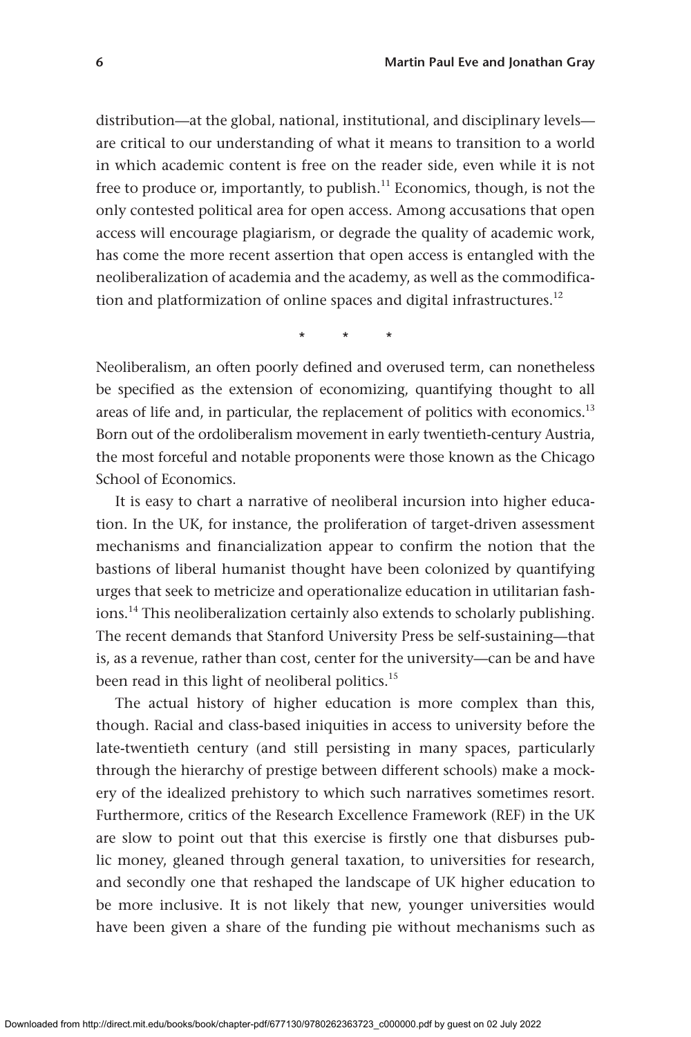distribution—at the global, national, institutional, and disciplinary levels—are critical to our understanding of what it means to transition to a world in which academic content is free on the reader side, even while it is not free to produce or, importantly, to publish.[11] Economics, though, is not the only contested political area for open access. Among accusations that open access will encourage plagiarism, or degrade the quality of academic work, has come the more recent assertion that open access is entangled with the neoliberalization of academia and the academy, as well as the commodification and platformization of online spaces and digital infrastructures.[12]

\* \* \*

Neoliberalism, an often poorly defined and overused term, can nonetheless be specified as the extension of economizing, quantifying thought to all areas of life and, in particular, the replacement of politics with economics.[13] Born out of the ordoliberalism movement in early twentieth-century Austria, the most forceful and notable proponents were those known as the Chicago School of Economics.

It is easy to chart a narrative of neoliberal incursion into higher education. In the UK, for instance, the proliferation of target-driven assessment mechanisms and financialization appear to confirm the notion that the bastions of liberal humanist thought have been colonized by quantifying urges that seek to metricize and operationalize education in utilitarian fashions.[14] This neoliberalization certainly also extends to scholarly publishing. The recent demands that Stanford University Press be self-sustaining—that is, as a revenue, rather than cost, center for the university—can be and have been read in this light of neoliberal politics.[15]

The actual history of higher education is more complex than this, though. Racial and class-based iniquities in access to university before the late-twentieth century (and still persisting in many spaces, particularly through the hierarchy of prestige between different schools) make a mockery of the idealized prehistory to which such narratives sometimes resort. Furthermore, critics of the Research Excellence Framework (REF) in the UK are slow to point out that this exercise is firstly one that disburses public money, gleaned through general taxation, to universities for research, and secondly one that reshaped the landscape of UK higher education to be more inclusive. It is not likely that new, younger universities would have been given a share of the funding pie without mechanisms such as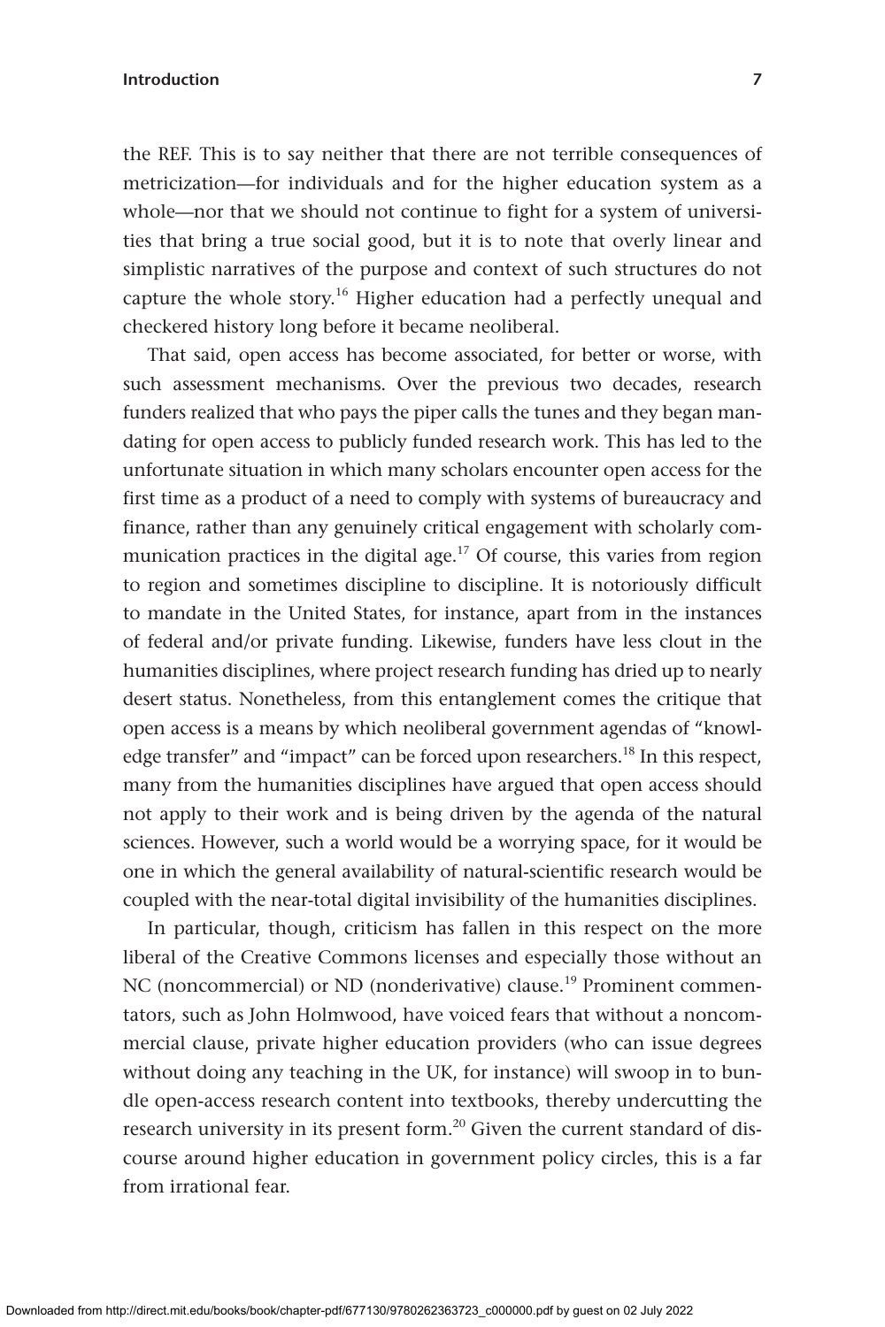the REF. This is to say neither that there are not terrible consequences of metricization—for individuals and for the higher education system as a whole—nor that we should not continue to fight for a system of universities that bring a true social good, but it is to note that overly linear and simplistic narratives of the purpose and context of such structures do not capture the whole story.[16] Higher education had a perfectly unequal and checkered history long before it became neoliberal.

That said, open access has become associated, for better or worse, with such assessment mechanisms. Over the previous two decades, research funders realized that who pays the piper calls the tunes and they began mandating for open access to publicly funded research work. This has led to the unfortunate situation in which many scholars encounter open access for the first time as a product of a need to comply with systems of bureaucracy and finance, rather than any genuinely critical engagement with scholarly communication practices in the digital age.[17] Of course, this varies from region to region and sometimes discipline to discipline. It is notoriously difficult to mandate in the United States, for instance, apart from in the instances of federal and/or private funding. Likewise, funders have less clout in the humanities disciplines, where project research funding has dried up to nearly desert status. Nonetheless, from this entanglement comes the critique that open access is a means by which neoliberal government agendas of "knowledge transfer" and "impact" can be forced upon researchers.[18] In this respect, many from the humanities disciplines have argued that open access should not apply to their work and is being driven by the agenda of the natural sciences. However, such a world would be a worrying space, for it would be one in which the general availability of natural-scientific research would be coupled with the near-total digital invisibility of the humanities disciplines.

In particular, though, criticism has fallen in this respect on the more liberal of the Creative Commons licenses and especially those without an NC (noncommercial) or ND (nonderivative) clause.[19] Prominent commentators, such as John Holmwood, have voiced fears that without a noncommercial clause, private higher education providers (who can issue degrees without doing any teaching in the UK, for instance) will swoop in to bundle open-access research content into textbooks, thereby undercutting the research university in its present form.[20] Given the current standard of discourse around higher education in government policy circles, this is a far from irrational fear.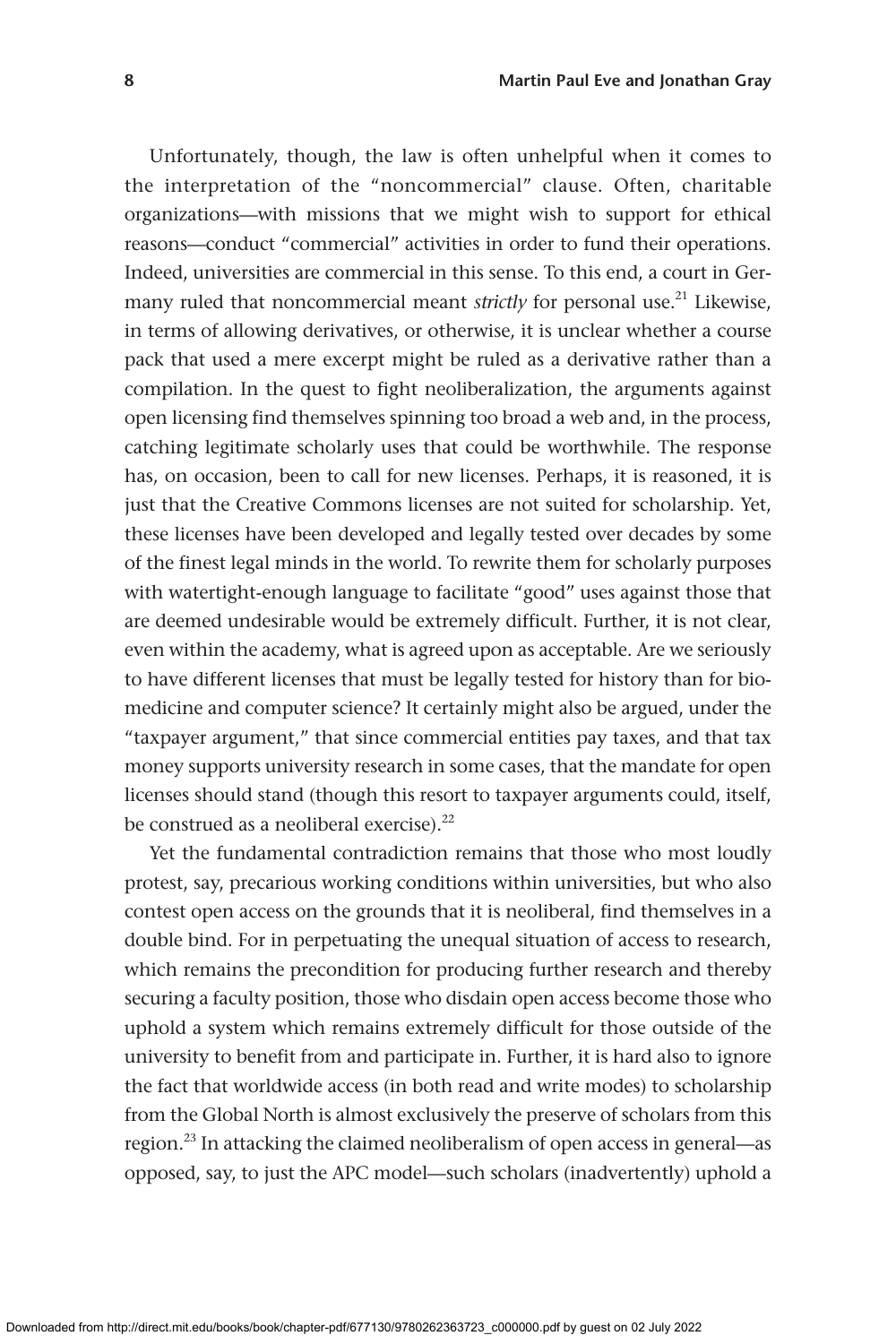Unfortunately, though, the law is often unhelpful when it comes to the interpretation of the "noncommercial" clause. Often, charitable organizations—with missions that we might wish to support for ethical reasons—conduct "commercial" activities in order to fund their operations. Indeed, universities are commercial in this sense. To this end, a court in Germany ruled that noncommercial meant *strictly* for personal use.[21] Likewise, in terms of allowing derivatives, or otherwise, it is unclear whether a course pack that used a mere excerpt might be ruled as a derivative rather than a compilation. In the quest to fight neoliberalization, the arguments against open licensing find themselves spinning too broad a web and, in the process, catching legitimate scholarly uses that could be worthwhile. The response has, on occasion, been to call for new licenses. Perhaps, it is reasoned, it is just that the Creative Commons licenses are not suited for scholarship. Yet, these licenses have been developed and legally tested over decades by some of the finest legal minds in the world. To rewrite them for scholarly purposes with watertight-enough language to facilitate "good" uses against those that are deemed undesirable would be extremely difficult. Further, it is not clear, even within the academy, what is agreed upon as acceptable. Are we seriously to have different licenses that must be legally tested for history than for biomedicine and computer science? It certainly might also be argued, under the "taxpayer argument," that since commercial entities pay taxes, and that tax money supports university research in some cases, that the mandate for open licenses should stand (though this resort to taxpayer arguments could, itself, be construed as a neoliberal exercise).[22]

Yet the fundamental contradiction remains that those who most loudly protest, say, precarious working conditions within universities, but who also contest open access on the grounds that it is neoliberal, find themselves in a double bind. For in perpetuating the unequal situation of access to research, which remains the precondition for producing further research and thereby securing a faculty position, those who disdain open access become those who uphold a system which remains extremely difficult for those outside of the university to benefit from and participate in. Further, it is hard also to ignore the fact that worldwide access (in both read and write modes) to scholarship from the Global North is almost exclusively the preserve of scholars from this region.[23] In attacking the claimed neoliberalism of open access in general—as opposed, say, to just the APC model—such scholars (inadvertently) uphold a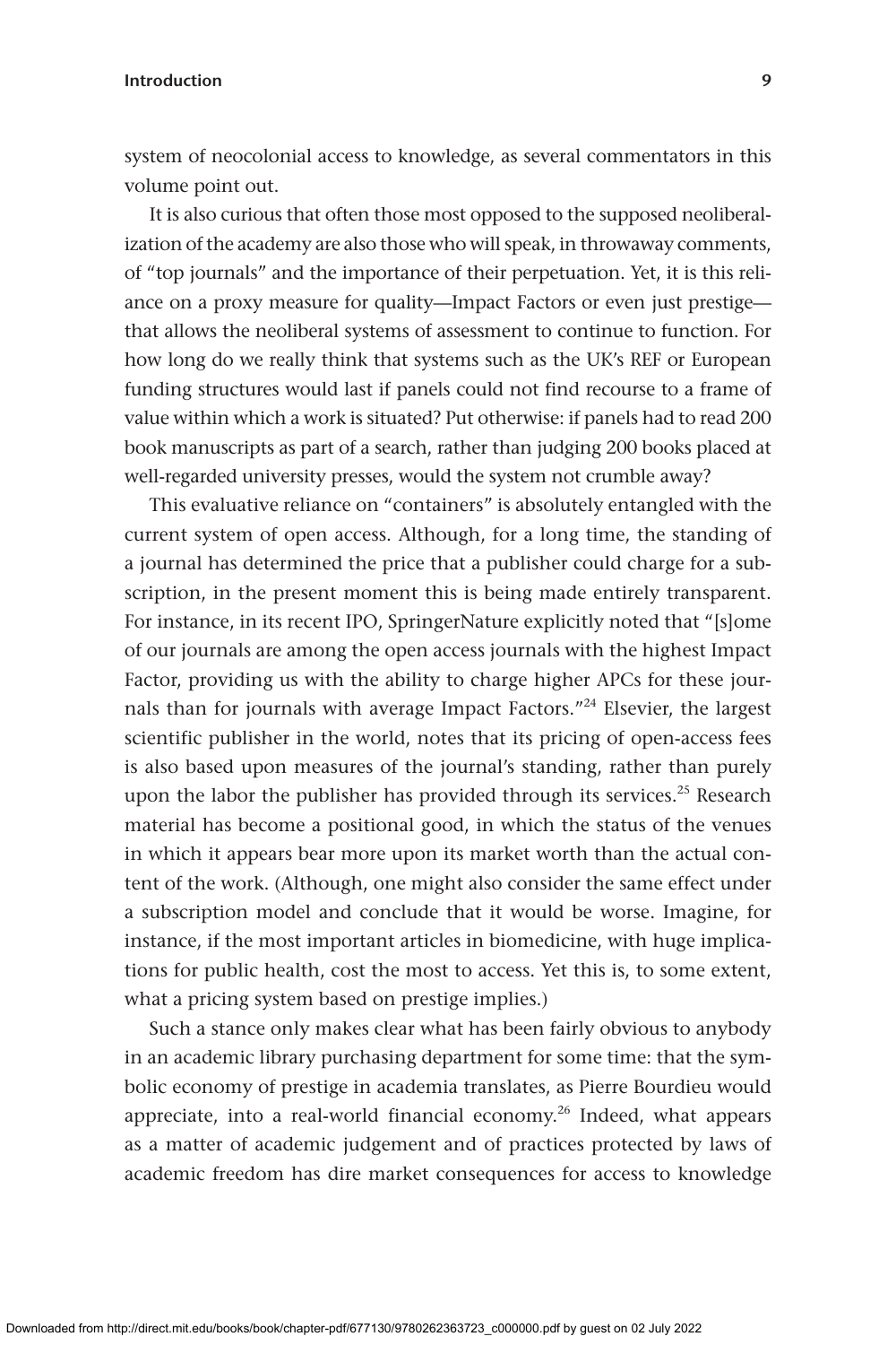system of neocolonial access to knowledge, as several commentators in this volume point out.

It is also curious that often those most opposed to the supposed neoliberalization of the academy are also those who will speak, in throwaway comments, of "top journals" and the importance of their perpetuation. Yet, it is this reliance on a proxy measure for quality—Impact Factors or even just prestige—that allows the neoliberal systems of assessment to continue to function. For how long do we really think that systems such as the UK's REF or European funding structures would last if panels could not find recourse to a frame of value within which a work is situated? Put otherwise: if panels had to read 200 book manuscripts as part of a search, rather than judging 200 books placed at well-regarded university presses, would the system not crumble away?

This evaluative reliance on "containers" is absolutely entangled with the current system of open access. Although, for a long time, the standing of a journal has determined the price that a publisher could charge for a subscription, in the present moment this is being made entirely transparent. For instance, in its recent IPO, SpringerNature explicitly noted that "[s]ome of our journals are among the open access journals with the highest Impact Factor, providing us with the ability to charge higher APCs for these journals than for journals with average Impact Factors."[24] Elsevier, the largest scientific publisher in the world, notes that its pricing of open-access fees is also based upon measures of the journal's standing, rather than purely upon the labor the publisher has provided through its services.[25] Research material has become a positional good, in which the status of the venues in which it appears bear more upon its market worth than the actual content of the work. (Although, one might also consider the same effect under a subscription model and conclude that it would be worse. Imagine, for instance, if the most important articles in biomedicine, with huge implications for public health, cost the most to access. Yet this is, to some extent, what a pricing system based on prestige implies.)

Such a stance only makes clear what has been fairly obvious to anybody in an academic library purchasing department for some time: that the symbolic economy of prestige in academia translates, as Pierre Bourdieu would appreciate, into a real-world financial economy.[26] Indeed, what appears as a matter of academic judgement and of practices protected by laws of academic freedom has dire market consequences for access to knowledge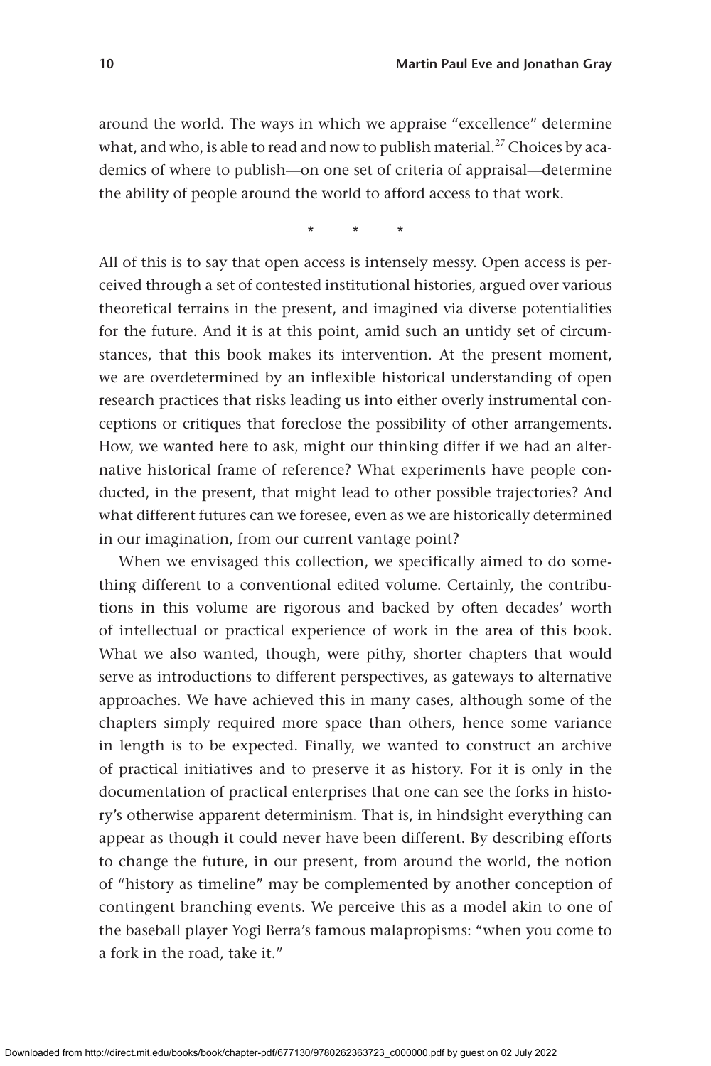around the world. The ways in which we appraise "excellence" determine what, and who, is able to read and now to publish material.[27] Choices by academics of where to publish—on one set of criteria of appraisal—determine the ability of people around the world to afford access to that work.

\* \* \*

All of this is to say that open access is intensely messy. Open access is perceived through a set of contested institutional histories, argued over various theoretical terrains in the present, and imagined via diverse potentialities for the future. And it is at this point, amid such an untidy set of circumstances, that this book makes its intervention. At the present moment, we are overdetermined by an inflexible historical understanding of open research practices that risks leading us into either overly instrumental conceptions or critiques that foreclose the possibility of other arrangements. How, we wanted here to ask, might our thinking differ if we had an alternative historical frame of reference? What experiments have people conducted, in the present, that might lead to other possible trajectories? And what different futures can we foresee, even as we are historically determined in our imagination, from our current vantage point?

When we envisaged this collection, we specifically aimed to do something different to a conventional edited volume. Certainly, the contributions in this volume are rigorous and backed by often decades' worth of intellectual or practical experience of work in the area of this book. What we also wanted, though, were pithy, shorter chapters that would serve as introductions to different perspectives, as gateways to alternative approaches. We have achieved this in many cases, although some of the chapters simply required more space than others, hence some variance in length is to be expected. Finally, we wanted to construct an archive of practical initiatives and to preserve it as history. For it is only in the documentation of practical enterprises that one can see the forks in history's otherwise apparent determinism. That is, in hindsight everything can appear as though it could never have been different. By describing efforts to change the future, in our present, from around the world, the notion of "history as timeline" may be complemented by another conception of contingent branching events. We perceive this as a model akin to one of the baseball player Yogi Berra's famous malapropisms: "when you come to a fork in the road, take it."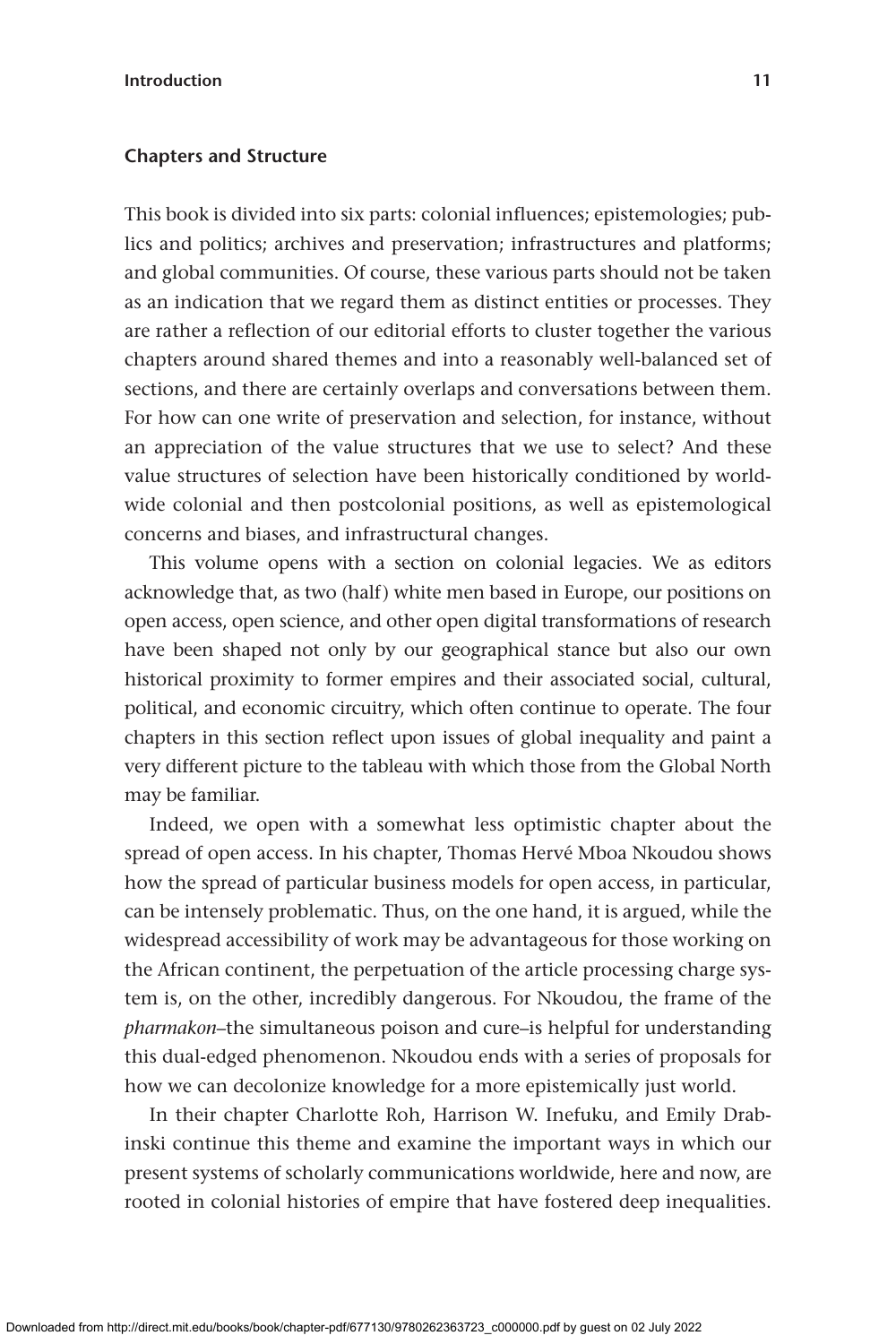### Chapters and Structure

This book is divided into six parts: colonial influences; epistemologies; publics and politics; archives and preservation; infrastructures and platforms; and global communities. Of course, these various parts should not be taken as an indication that we regard them as distinct entities or processes. They are rather a reflection of our editorial efforts to cluster together the various chapters around shared themes and into a reasonably well-balanced set of sections, and there are certainly overlaps and conversations between them. For how can one write of preservation and selection, for instance, without an appreciation of the value structures that we use to select? And these value structures of selection have been historically conditioned by worldwide colonial and then postcolonial positions, as well as epistemological concerns and biases, and infrastructural changes.

This volume opens with a section on colonial legacies. We as editors acknowledge that, as two (half) white men based in Europe, our positions on open access, open science, and other open digital transformations of research have been shaped not only by our geographical stance but also our own historical proximity to former empires and their associated social, cultural, political, and economic circuitry, which often continue to operate. The four chapters in this section reflect upon issues of global inequality and paint a very different picture to the tableau with which those from the Global North may be familiar.

Indeed, we open with a somewhat less optimistic chapter about the spread of open access. In his chapter, Thomas Hervé Mboa Nkoudou shows how the spread of particular business models for open access, in particular, can be intensely problematic. Thus, on the one hand, it is argued, while the widespread accessibility of work may be advantageous for those working on the African continent, the perpetuation of the article processing charge system is, on the other, incredibly dangerous. For Nkoudou, the frame of the *pharmakon*–the simultaneous poison and cure–is helpful for understanding this dual-edged phenomenon. Nkoudou ends with a series of proposals for how we can decolonize knowledge for a more epistemically just world.

In their chapter Charlotte Roh, Harrison W. Inefuku, and Emily Drabinski continue this theme and examine the important ways in which our present systems of scholarly communications worldwide, here and now, are rooted in colonial histories of empire that have fostered deep inequalities.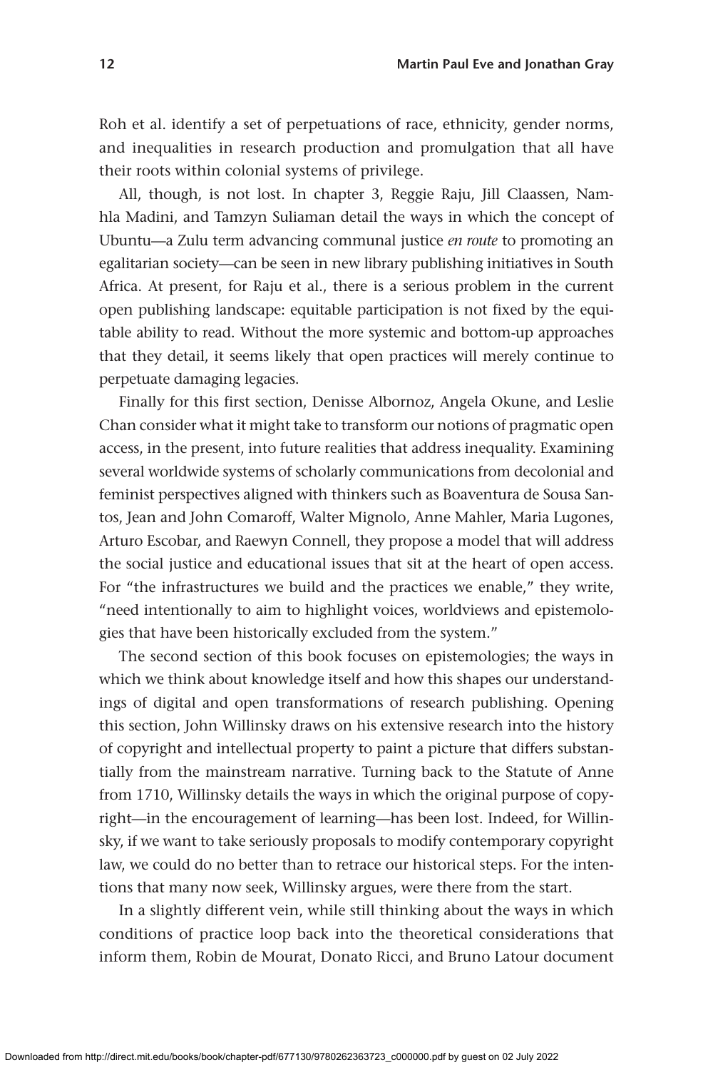Roh et al. identify a set of perpetuations of race, ethnicity, gender norms, and inequalities in research production and promulgation that all have their roots within colonial systems of privilege.

All, though, is not lost. In chapter 3, Reggie Raju, Jill Claassen, Namhla Madini, and Tamzyn Suliaman detail the ways in which the concept of Ubuntu—a Zulu term advancing communal justice *en route* to promoting an egalitarian society—can be seen in new library publishing initiatives in South Africa. At present, for Raju et al., there is a serious problem in the current open publishing landscape: equitable participation is not fixed by the equitable ability to read. Without the more systemic and bottom-up approaches that they detail, it seems likely that open practices will merely continue to perpetuate damaging legacies.

Finally for this first section, Denisse Albornoz, Angela Okune, and Leslie Chan consider what it might take to transform our notions of pragmatic open access, in the present, into future realities that address inequality. Examining several worldwide systems of scholarly communications from decolonial and feminist perspectives aligned with thinkers such as Boaventura de Sousa Santos, Jean and John Comaroff, Walter Mignolo, Anne Mahler, Maria Lugones, Arturo Escobar, and Raewyn Connell, they propose a model that will address the social justice and educational issues that sit at the heart of open access. For "the infrastructures we build and the practices we enable," they write, "need intentionally to aim to highlight voices, worldviews and epistemologies that have been historically excluded from the system."

The second section of this book focuses on epistemologies; the ways in which we think about knowledge itself and how this shapes our understandings of digital and open transformations of research publishing. Opening this section, John Willinsky draws on his extensive research into the history of copyright and intellectual property to paint a picture that differs substantially from the mainstream narrative. Turning back to the Statute of Anne from 1710, Willinsky details the ways in which the original purpose of copyright—in the encouragement of learning—has been lost. Indeed, for Willinsky, if we want to take seriously proposals to modify contemporary copyright law, we could do no better than to retrace our historical steps. For the intentions that many now seek, Willinsky argues, were there from the start.

In a slightly different vein, while still thinking about the ways in which conditions of practice loop back into the theoretical considerations that inform them, Robin de Mourat, Donato Ricci, and Bruno Latour document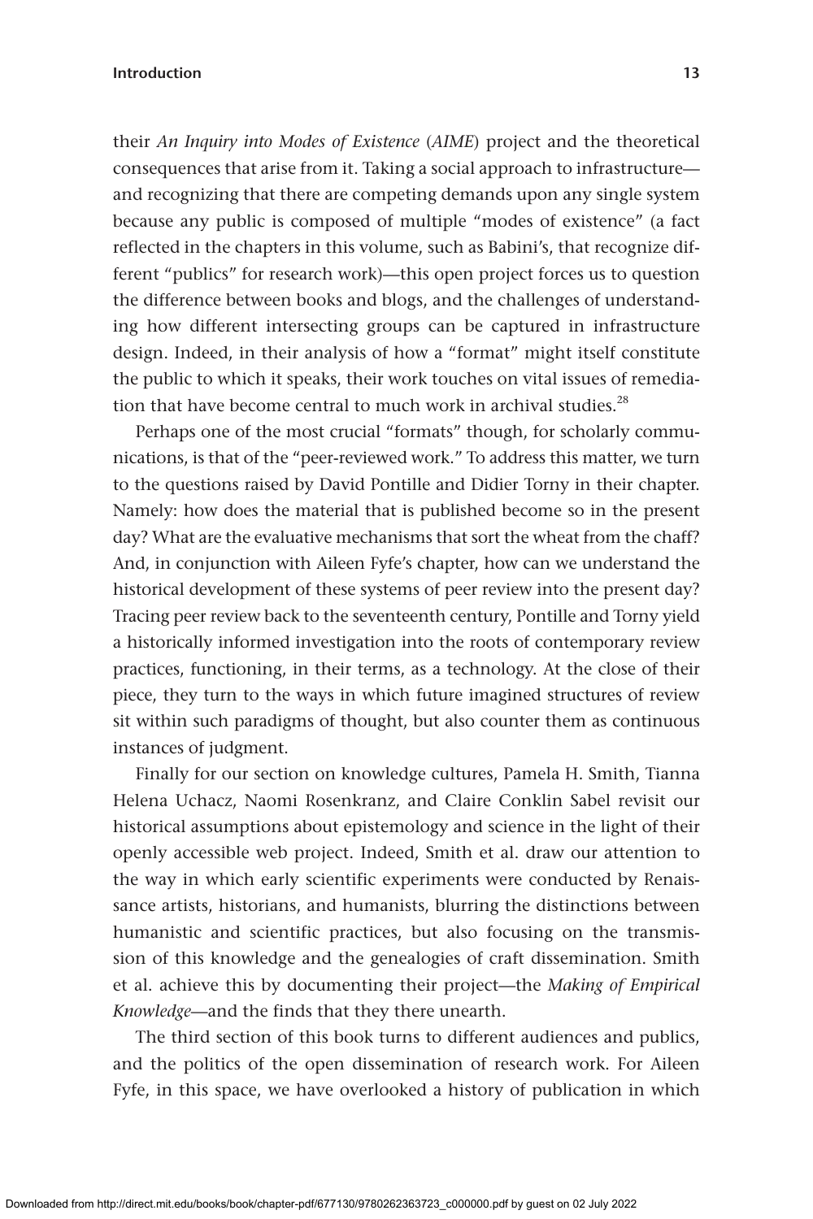their *An Inquiry into Modes of Existence* (*AIME*) project and the theoretical consequences that arise from it. Taking a social approach to infrastructure—and recognizing that there are competing demands upon any single system because any public is composed of multiple "modes of existence" (a fact reflected in the chapters in this volume, such as Babini's, that recognize different "publics" for research work)—this open project forces us to question the difference between books and blogs, and the challenges of understanding how different intersecting groups can be captured in infrastructure design. Indeed, in their analysis of how a "format" might itself constitute the public to which it speaks, their work touches on vital issues of remediation that have become central to much work in archival studies.[28]

Perhaps one of the most crucial "formats" though, for scholarly communications, is that of the "peer-reviewed work." To address this matter, we turn to the questions raised by David Pontille and Didier Torny in their chapter. Namely: how does the material that is published become so in the present day? What are the evaluative mechanisms that sort the wheat from the chaff? And, in conjunction with Aileen Fyfe's chapter, how can we understand the historical development of these systems of peer review into the present day? Tracing peer review back to the seventeenth century, Pontille and Torny yield a historically informed investigation into the roots of contemporary review practices, functioning, in their terms, as a technology. At the close of their piece, they turn to the ways in which future imagined structures of review sit within such paradigms of thought, but also counter them as continuous instances of judgment.

Finally for our section on knowledge cultures, Pamela H. Smith, Tianna Helena Uchacz, Naomi Rosenkranz, and Claire Conklin Sabel revisit our historical assumptions about epistemology and science in the light of their openly accessible web project. Indeed, Smith et al. draw our attention to the way in which early scientific experiments were conducted by Renaissance artists, historians, and humanists, blurring the distinctions between humanistic and scientific practices, but also focusing on the transmission of this knowledge and the genealogies of craft dissemination. Smith et al. achieve this by documenting their project—the *Making of Empirical Knowledge*—and the finds that they there unearth.

The third section of this book turns to different audiences and publics, and the politics of the open dissemination of research work. For Aileen Fyfe, in this space, we have overlooked a history of publication in which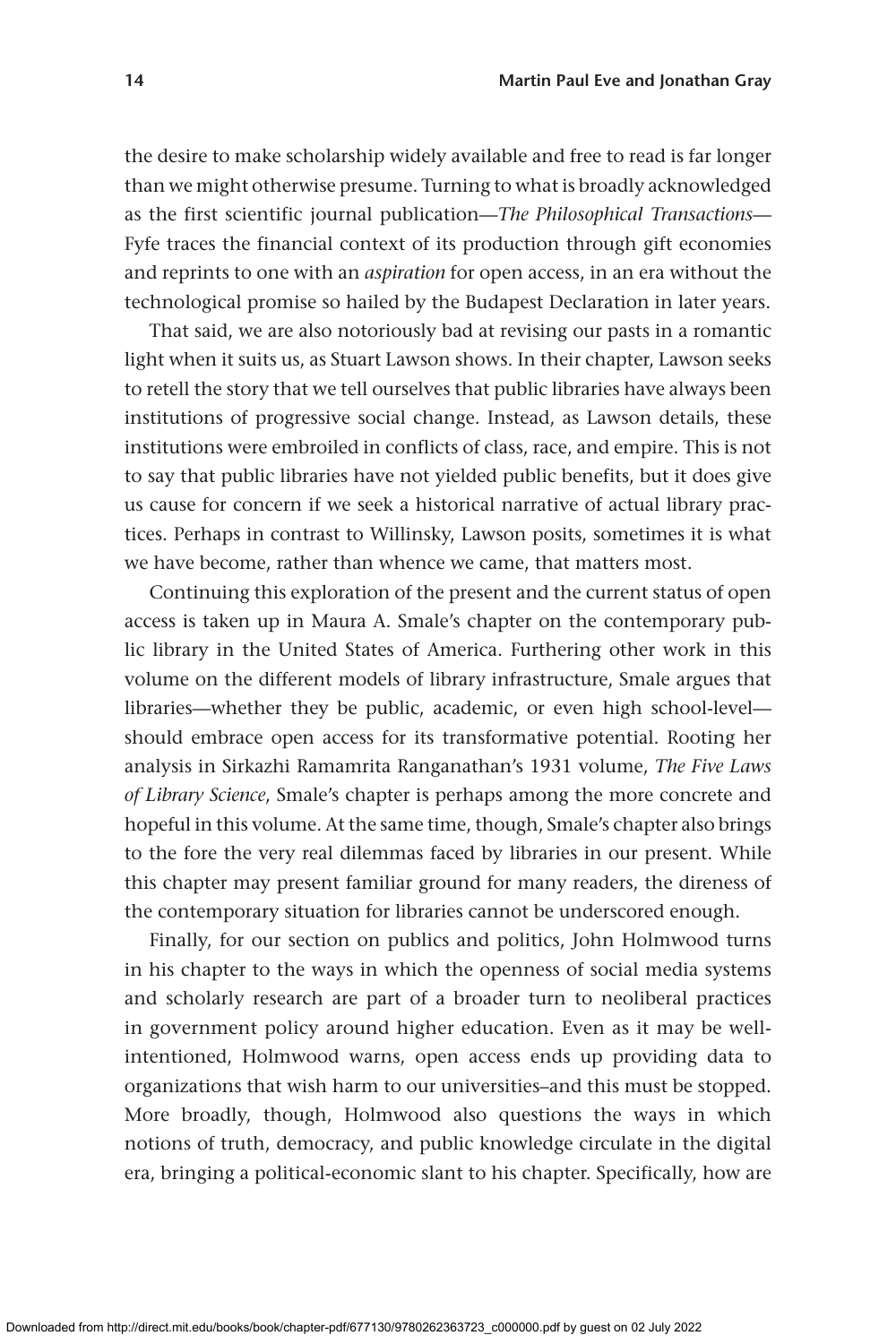the desire to make scholarship widely available and free to read is far longer than we might otherwise presume. Turning to what is broadly acknowledged as the first scientific journal publication—*The Philosophical Transactions*—Fyfe traces the financial context of its production through gift economies and reprints to one with an *aspiration* for open access, in an era without the technological promise so hailed by the Budapest Declaration in later years.

That said, we are also notoriously bad at revising our pasts in a romantic light when it suits us, as Stuart Lawson shows. In their chapter, Lawson seeks to retell the story that we tell ourselves that public libraries have always been institutions of progressive social change. Instead, as Lawson details, these institutions were embroiled in conflicts of class, race, and empire. This is not to say that public libraries have not yielded public benefits, but it does give us cause for concern if we seek a historical narrative of actual library practices. Perhaps in contrast to Willinsky, Lawson posits, sometimes it is what we have become, rather than whence we came, that matters most.

Continuing this exploration of the present and the current status of open access is taken up in Maura A. Smale's chapter on the contemporary public library in the United States of America. Furthering other work in this volume on the different models of library infrastructure, Smale argues that libraries—whether they be public, academic, or even high school-level—should embrace open access for its transformative potential. Rooting her analysis in Sirkazhi Ramamrita Ranganathan's 1931 volume, *The Five Laws of Library Science*, Smale's chapter is perhaps among the more concrete and hopeful in this volume. At the same time, though, Smale's chapter also brings to the fore the very real dilemmas faced by libraries in our present. While this chapter may present familiar ground for many readers, the direness of the contemporary situation for libraries cannot be underscored enough.

Finally, for our section on publics and politics, John Holmwood turns in his chapter to the ways in which the openness of social media systems and scholarly research are part of a broader turn to neoliberal practices in government policy around higher education. Even as it may be well-intentioned, Holmwood warns, open access ends up providing data to organizations that wish harm to our universities–and this must be stopped. More broadly, though, Holmwood also questions the ways in which notions of truth, democracy, and public knowledge circulate in the digital era, bringing a political-economic slant to his chapter. Specifically, how are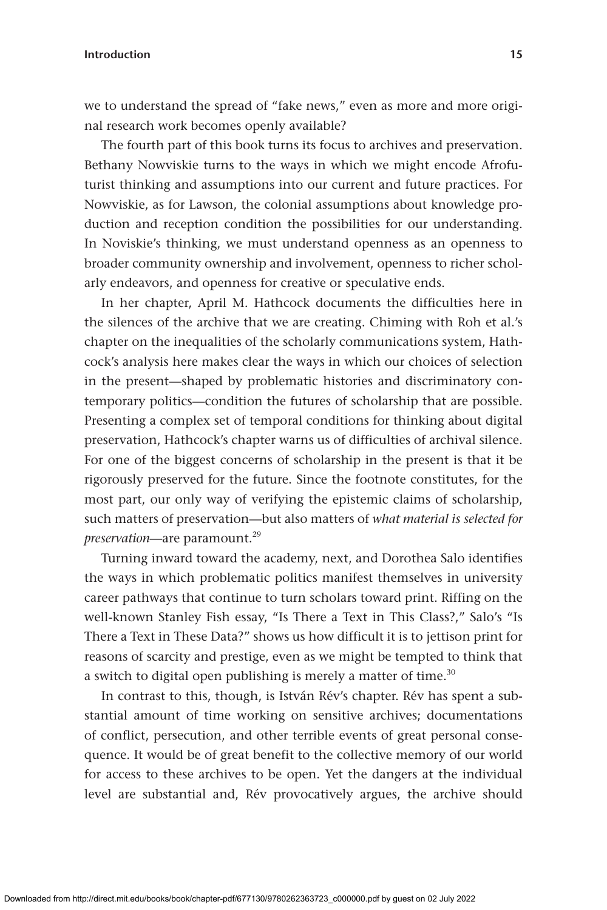we to understand the spread of "fake news," even as more and more original research work becomes openly available?

The fourth part of this book turns its focus to archives and preservation. Bethany Nowviskie turns to the ways in which we might encode Afrofuturist thinking and assumptions into our current and future practices. For Nowviskie, as for Lawson, the colonial assumptions about knowledge production and reception condition the possibilities for our understanding. In Noviskie's thinking, we must understand openness as an openness to broader community ownership and involvement, openness to richer scholarly endeavors, and openness for creative or speculative ends.

In her chapter, April M. Hathcock documents the difficulties here in the silences of the archive that we are creating. Chiming with Roh et al.'s chapter on the inequalities of the scholarly communications system, Hathcock's analysis here makes clear the ways in which our choices of selection in the present—shaped by problematic histories and discriminatory contemporary politics—condition the futures of scholarship that are possible. Presenting a complex set of temporal conditions for thinking about digital preservation, Hathcock's chapter warns us of difficulties of archival silence. For one of the biggest concerns of scholarship in the present is that it be rigorously preserved for the future. Since the footnote constitutes, for the most part, our only way of verifying the epistemic claims of scholarship, such matters of preservation—but also matters of *what material is selected for preservation*—are paramount.[29]

Turning inward toward the academy, next, and Dorothea Salo identifies the ways in which problematic politics manifest themselves in university career pathways that continue to turn scholars toward print. Riffing on the well-known Stanley Fish essay, "Is There a Text in This Class?," Salo's "Is There a Text in These Data?" shows us how difficult it is to jettison print for reasons of scarcity and prestige, even as we might be tempted to think that a switch to digital open publishing is merely a matter of time.[30]

In contrast to this, though, is István Rév's chapter. Rév has spent a substantial amount of time working on sensitive archives; documentations of conflict, persecution, and other terrible events of great personal consequence. It would be of great benefit to the collective memory of our world for access to these archives to be open. Yet the dangers at the individual level are substantial and, Rév provocatively argues, the archive should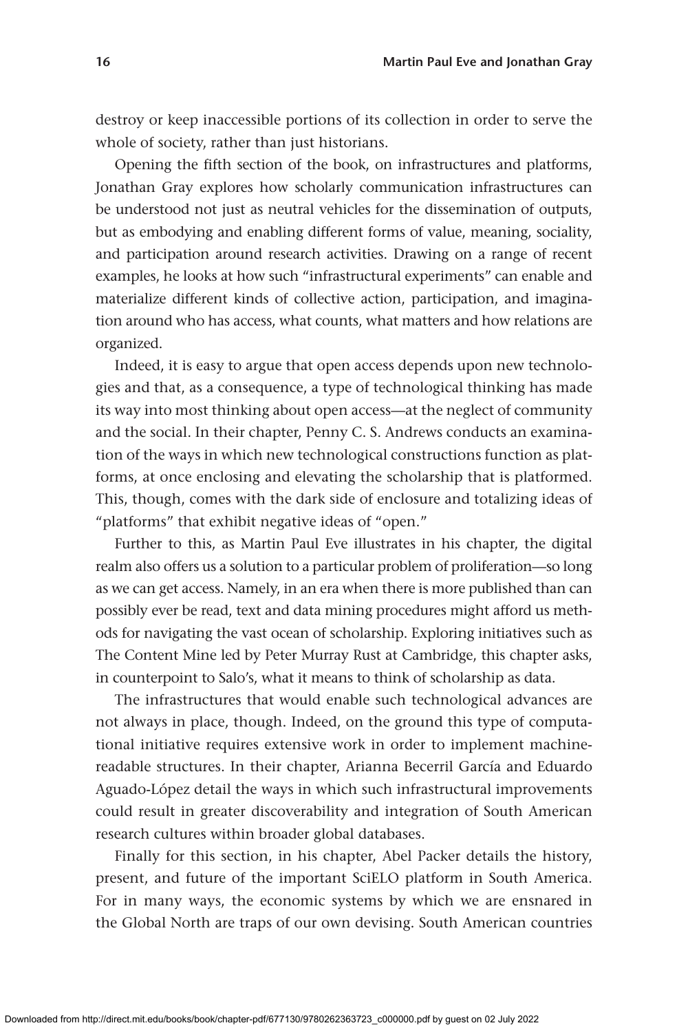destroy or keep inaccessible portions of its collection in order to serve the whole of society, rather than just historians.

Opening the fifth section of the book, on infrastructures and platforms, Jonathan Gray explores how scholarly communication infrastructures can be understood not just as neutral vehicles for the dissemination of outputs, but as embodying and enabling different forms of value, meaning, sociality, and participation around research activities. Drawing on a range of recent examples, he looks at how such "infrastructural experiments" can enable and materialize different kinds of collective action, participation, and imagination around who has access, what counts, what matters and how relations are organized.

Indeed, it is easy to argue that open access depends upon new technologies and that, as a consequence, a type of technological thinking has made its way into most thinking about open access—at the neglect of community and the social. In their chapter, Penny C. S. Andrews conducts an examination of the ways in which new technological constructions function as platforms, at once enclosing and elevating the scholarship that is platformed. This, though, comes with the dark side of enclosure and totalizing ideas of "platforms" that exhibit negative ideas of "open."

Further to this, as Martin Paul Eve illustrates in his chapter, the digital realm also offers us a solution to a particular problem of proliferation—so long as we can get access. Namely, in an era when there is more published than can possibly ever be read, text and data mining procedures might afford us methods for navigating the vast ocean of scholarship. Exploring initiatives such as The Content Mine led by Peter Murray Rust at Cambridge, this chapter asks, in counterpoint to Salo's, what it means to think of scholarship as data.

The infrastructures that would enable such technological advances are not always in place, though. Indeed, on the ground this type of computational initiative requires extensive work in order to implement machine-readable structures. In their chapter, Arianna Becerril García and Eduardo Aguado-López detail the ways in which such infrastructural improvements could result in greater discoverability and integration of South American research cultures within broader global databases.

Finally for this section, in his chapter, Abel Packer details the history, present, and future of the important SciELO platform in South America. For in many ways, the economic systems by which we are ensnared in the Global North are traps of our own devising. South American countries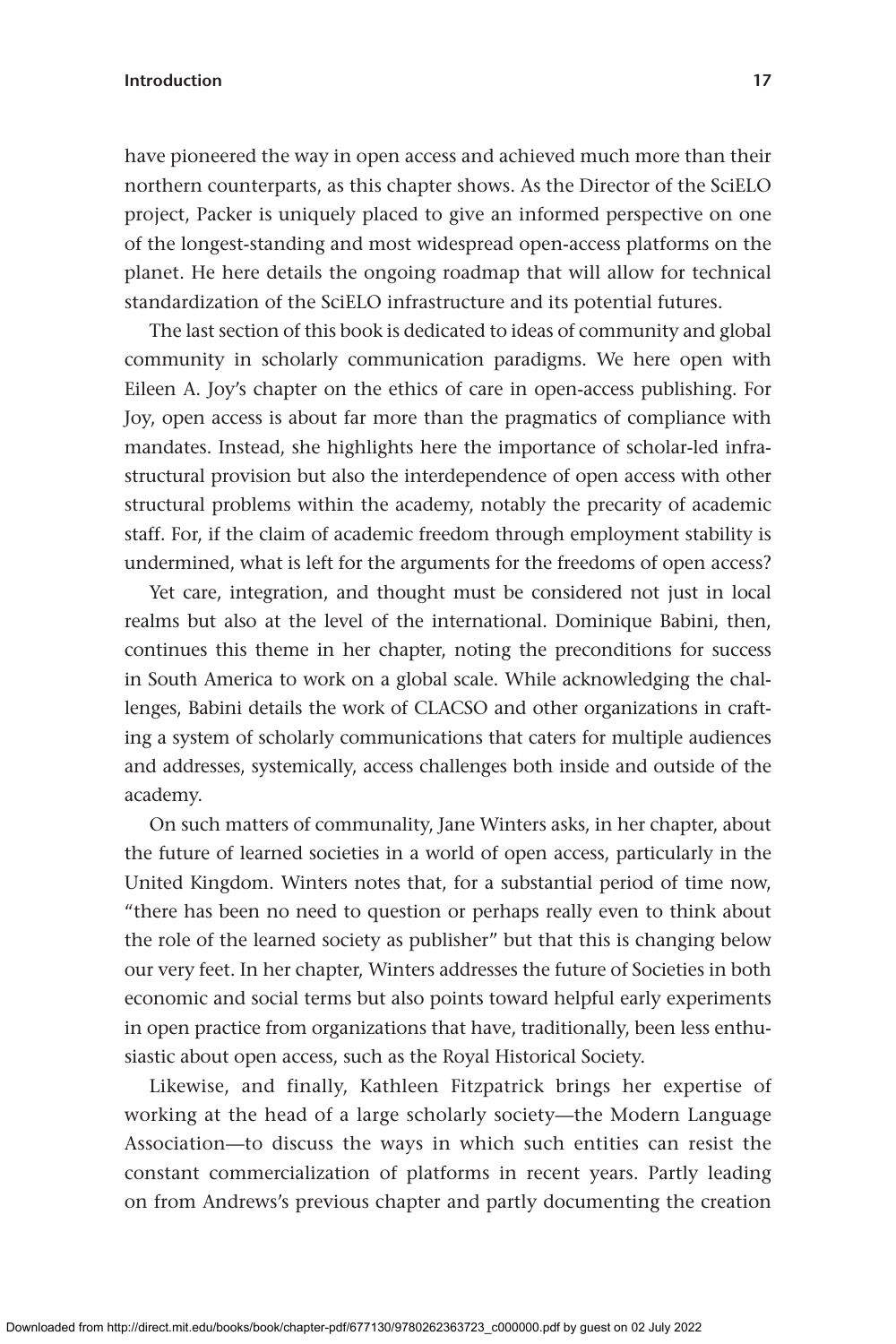have pioneered the way in open access and achieved much more than their northern counterparts, as this chapter shows. As the Director of the SciELO project, Packer is uniquely placed to give an informed perspective on one of the longest-standing and most widespread open-access platforms on the planet. He here details the ongoing roadmap that will allow for technical standardization of the SciELO infrastructure and its potential futures.

The last section of this book is dedicated to ideas of community and global community in scholarly communication paradigms. We here open with Eileen A. Joy's chapter on the ethics of care in open-access publishing. For Joy, open access is about far more than the pragmatics of compliance with mandates. Instead, she highlights here the importance of scholar-led infrastructural provision but also the interdependence of open access with other structural problems within the academy, notably the precarity of academic staff. For, if the claim of academic freedom through employment stability is undermined, what is left for the arguments for the freedoms of open access?

Yet care, integration, and thought must be considered not just in local realms but also at the level of the international. Dominique Babini, then, continues this theme in her chapter, noting the preconditions for success in South America to work on a global scale. While acknowledging the challenges, Babini details the work of CLACSO and other organizations in crafting a system of scholarly communications that caters for multiple audiences and addresses, systemically, access challenges both inside and outside of the academy.

On such matters of communality, Jane Winters asks, in her chapter, about the future of learned societies in a world of open access, particularly in the United Kingdom. Winters notes that, for a substantial period of time now, "there has been no need to question or perhaps really even to think about the role of the learned society as publisher" but that this is changing below our very feet. In her chapter, Winters addresses the future of Societies in both economic and social terms but also points toward helpful early experiments in open practice from organizations that have, traditionally, been less enthusiastic about open access, such as the Royal Historical Society.

Likewise, and finally, Kathleen Fitzpatrick brings her expertise of working at the head of a large scholarly society—the Modern Language Association—to discuss the ways in which such entities can resist the constant commercialization of platforms in recent years. Partly leading on from Andrews's previous chapter and partly documenting the creation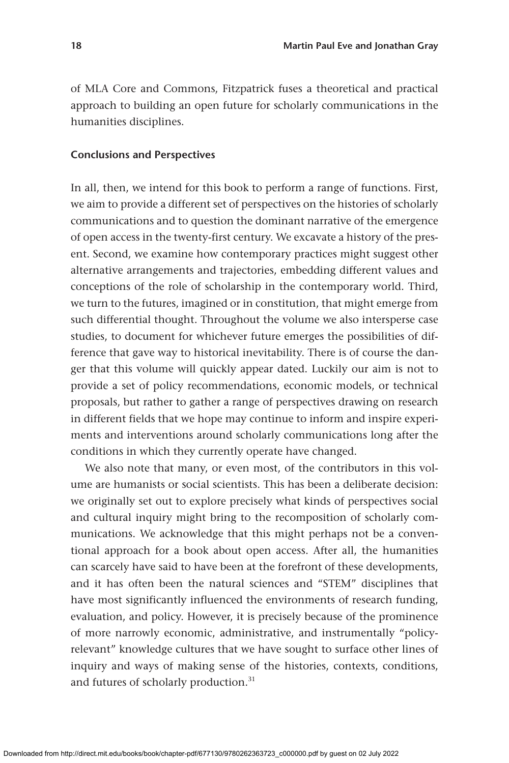of MLA Core and Commons, Fitzpatrick fuses a theoretical and practical approach to building an open future for scholarly communications in the humanities disciplines.

### Conclusions and Perspectives

In all, then, we intend for this book to perform a range of functions. First, we aim to provide a different set of perspectives on the histories of scholarly communications and to question the dominant narrative of the emergence of open access in the twenty-first century. We excavate a history of the present. Second, we examine how contemporary practices might suggest other alternative arrangements and trajectories, embedding different values and conceptions of the role of scholarship in the contemporary world. Third, we turn to the futures, imagined or in constitution, that might emerge from such differential thought. Throughout the volume we also intersperse case studies, to document for whichever future emerges the possibilities of difference that gave way to historical inevitability. There is of course the danger that this volume will quickly appear dated. Luckily our aim is not to provide a set of policy recommendations, economic models, or technical proposals, but rather to gather a range of perspectives drawing on research in different fields that we hope may continue to inform and inspire experiments and interventions around scholarly communications long after the conditions in which they currently operate have changed.

We also note that many, or even most, of the contributors in this volume are humanists or social scientists. This has been a deliberate decision: we originally set out to explore precisely what kinds of perspectives social and cultural inquiry might bring to the recomposition of scholarly communications. We acknowledge that this might perhaps not be a conventional approach for a book about open access. After all, the humanities can scarcely have said to have been at the forefront of these developments, and it has often been the natural sciences and "STEM" disciplines that have most significantly influenced the environments of research funding, evaluation, and policy. However, it is precisely because of the prominence of more narrowly economic, administrative, and instrumentally "policy-relevant" knowledge cultures that we have sought to surface other lines of inquiry and ways of making sense of the histories, contexts, conditions, and futures of scholarly production.[31]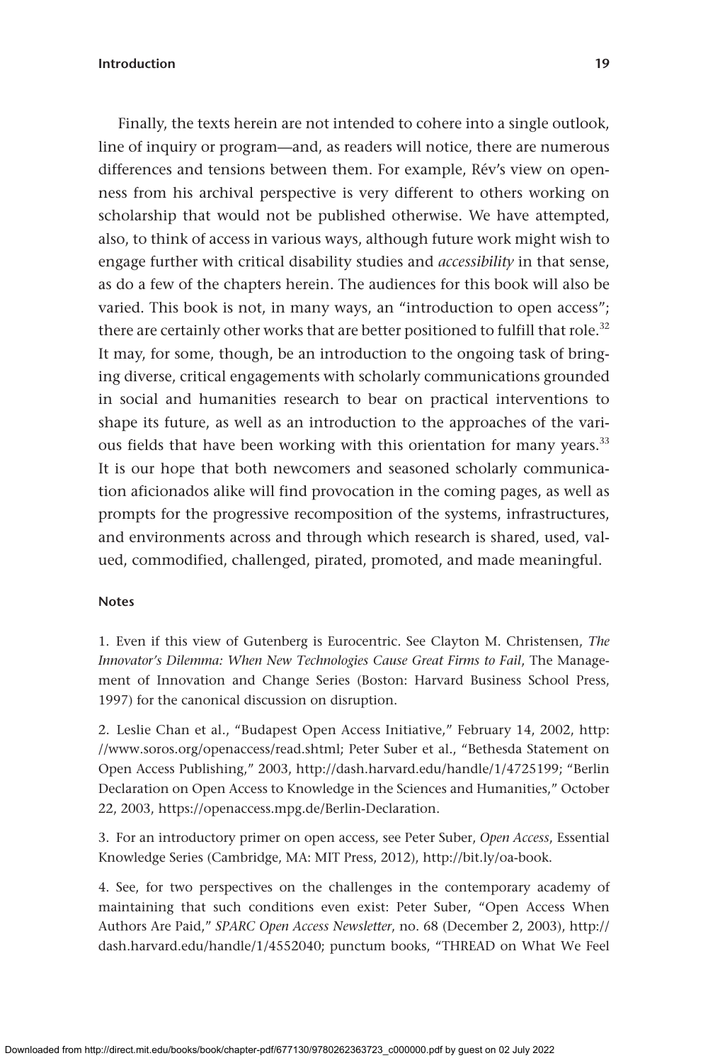Finally, the texts herein are not intended to cohere into a single outlook, line of inquiry or program—and, as readers will notice, there are numerous differences and tensions between them. For example, Rév's view on openness from his archival perspective is very different to others working on scholarship that would not be published otherwise. We have attempted, also, to think of access in various ways, although future work might wish to engage further with critical disability studies and *accessibility* in that sense, as do a few of the chapters herein. The audiences for this book will also be varied. This book is not, in many ways, an "introduction to open access"; there are certainly other works that are better positioned to fulfill that role.[32] It may, for some, though, be an introduction to the ongoing task of bringing diverse, critical engagements with scholarly communications grounded in social and humanities research to bear on practical interventions to shape its future, as well as an introduction to the approaches of the various fields that have been working with this orientation for many years.[33] It is our hope that both newcomers and seasoned scholarly communication aficionados alike will find provocation in the coming pages, as well as prompts for the progressive recomposition of the systems, infrastructures, and environments across and through which research is shared, used, valued, commodified, challenged, pirated, promoted, and made meaningful.

#### Notes

1. Even if this view of Gutenberg is Eurocentric. See Clayton M. Christensen, *The Innovator's Dilemma: When New Technologies Cause Great Firms to Fail*, The Management of Innovation and Change Series (Boston: Harvard Business School Press, 1997) for the canonical discussion on disruption.

2. Leslie Chan et al., "Budapest Open Access Initiative," February 14, 2002, http://www.soros.org/openaccess/read.shtml; Peter Suber et al., "Bethesda Statement on Open Access Publishing," 2003, http://dash.harvard.edu/handle/1/4725199; "Berlin Declaration on Open Access to Knowledge in the Sciences and Humanities," October 22, 2003, https://openaccess.mpg.de/Berlin-Declaration.

3. For an introductory primer on open access, see Peter Suber, *Open Access*, Essential Knowledge Series (Cambridge, MA: MIT Press, 2012), http://bit.ly/oa-book.

4. See, for two perspectives on the challenges in the contemporary academy of maintaining that such conditions even exist: Peter Suber, "Open Access When Authors Are Paid," *SPARC Open Access Newsletter*, no. 68 (December 2, 2003), http://dash.harvard.edu/handle/1/4552040; punctum books, "THREAD on What We Feel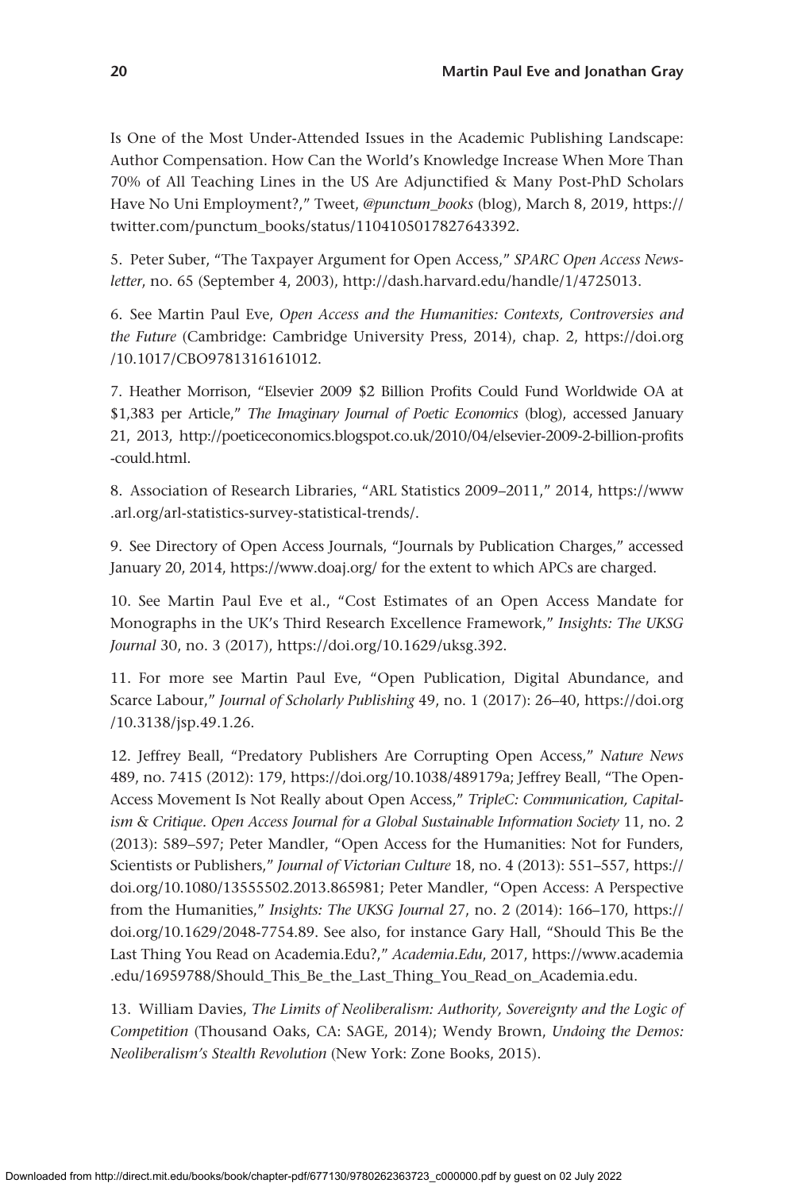Is One of the Most Under-Attended Issues in the Academic Publishing Landscape: Author Compensation. How Can the World's Knowledge Increase When More Than 70% of All Teaching Lines in the US Are Adjunctified & Many Post-PhD Scholars Have No Uni Employment?," Tweet, *@punctum_books* (blog), March 8, 2019, https://twitter.com/punctum_books/status/1104105017827643392.

5. Peter Suber, "The Taxpayer Argument for Open Access," *SPARC Open Access Newsletter*, no. 65 (September 4, 2003), http://dash.harvard.edu/handle/1/4725013.

6. See Martin Paul Eve, *Open Access and the Humanities: Contexts, Controversies and the Future* (Cambridge: Cambridge University Press, 2014), chap. 2, https://doi.org/10.1017/CBO9781316161012.

7. Heather Morrison, "Elsevier 2009 $2 Billion Profits Could Fund Worldwide OA at $1,383 per Article," *The Imaginary Journal of Poetic Economics* (blog), accessed January 21, 2013, http://poeticeconomics.blogspot.co.uk/2010/04/elsevier-2009-2-billion-profits-could.html.

8. Association of Research Libraries, "ARL Statistics 2009–2011," 2014, https://www.arl.org/arl-statistics-survey-statistical-trends/.

9. See Directory of Open Access Journals, "Journals by Publication Charges," accessed January 20, 2014, https://www.doaj.org/ for the extent to which APCs are charged.

10. See Martin Paul Eve et al., "Cost Estimates of an Open Access Mandate for Monographs in the UK's Third Research Excellence Framework," *Insights: The UKSG Journal* 30, no. 3 (2017), https://doi.org/10.1629/uksg.392.

11. For more see Martin Paul Eve, "Open Publication, Digital Abundance, and Scarce Labour," *Journal of Scholarly Publishing* 49, no. 1 (2017): 26–40, https://doi.org/10.3138/jsp.49.1.26.

12. Jeffrey Beall, "Predatory Publishers Are Corrupting Open Access," *Nature News* 489, no. 7415 (2012): 179, https://doi.org/10.1038/489179a; Jeffrey Beall, "The Open-Access Movement Is Not Really about Open Access," *TripleC: Communication, Capitalism & Critique. Open Access Journal for a Global Sustainable Information Society* 11, no. 2 (2013): 589–597; Peter Mandler, "Open Access for the Humanities: Not for Funders, Scientists or Publishers," *Journal of Victorian Culture* 18, no. 4 (2013): 551–557, https://doi.org/10.1080/13555502.2013.865981; Peter Mandler, "Open Access: A Perspective from the Humanities," *Insights: The UKSG Journal* 27, no. 2 (2014): 166–170, https://doi.org/10.1629/2048-7754.89. See also, for instance Gary Hall, "Should This Be the Last Thing You Read on Academia.Edu?," *Academia.Edu*, 2017, https://www.academia.edu/16959788/Should_This_Be_the_Last_Thing_You_Read_on_Academia.edu.

13. William Davies, *The Limits of Neoliberalism: Authority, Sovereignty and the Logic of Competition* (Thousand Oaks, CA: SAGE, 2014); Wendy Brown, *Undoing the Demos: Neoliberalism's Stealth Revolution* (New York: Zone Books, 2015).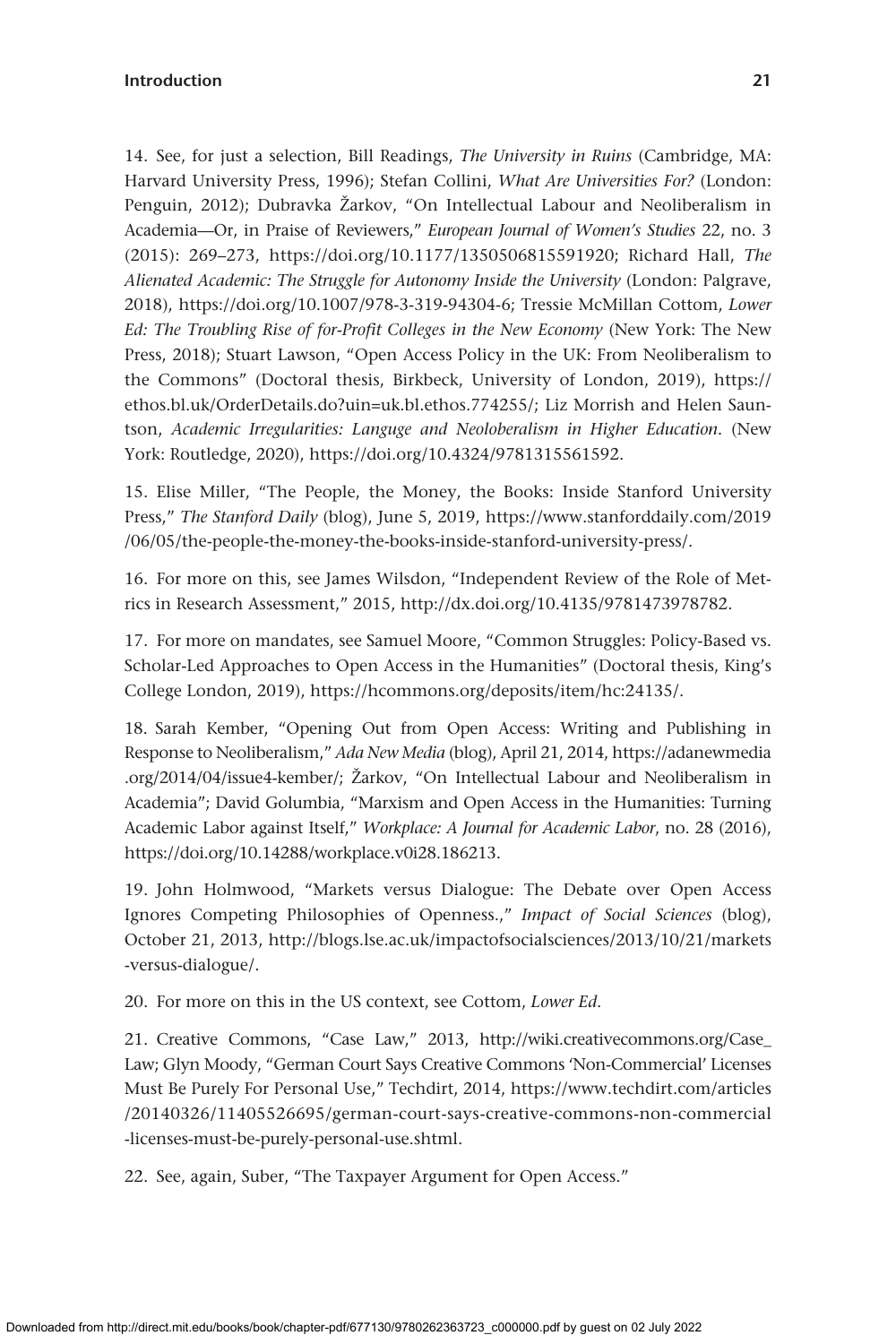14. See, for just a selection, Bill Readings, *The University in Ruins* (Cambridge, MA: Harvard University Press, 1996); Stefan Collini, *What Are Universities For?* (London: Penguin, 2012); Dubravka Žarkov, "On Intellectual Labour and Neoliberalism in Academia—Or, in Praise of Reviewers," *European Journal of Women's Studies* 22, no. 3 (2015): 269–273, https://doi.org/10.1177/1350506815591920; Richard Hall, *The Alienated Academic: The Struggle for Autonomy Inside the University* (London: Palgrave, 2018), https://doi.org/10.1007/978-3-319-94304-6; Tressie McMillan Cottom, *Lower Ed: The Troubling Rise of for-Profit Colleges in the New Economy* (New York: The New Press, 2018); Stuart Lawson, "Open Access Policy in the UK: From Neoliberalism to the Commons" (Doctoral thesis, Birkbeck, University of London, 2019), https://ethos.bl.uk/OrderDetails.do?uin=uk.bl.ethos.774255/; Liz Morrish and Helen Sauntson, *Academic Irregularities: Languge and Neoloberalism in Higher Education*. (New York: Routledge, 2020), https://doi.org/10.4324/9781315561592.

15. Elise Miller, "The People, the Money, the Books: Inside Stanford University Press," *The Stanford Daily* (blog), June 5, 2019, https://www.stanforddaily.com/2019/06/05/the-people-the-money-the-books-inside-stanford-university-press/.

16. For more on this, see James Wilsdon, "Independent Review of the Role of Metrics in Research Assessment," 2015, http://dx.doi.org/10.4135/9781473978782.

17. For more on mandates, see Samuel Moore, "Common Struggles: Policy-Based vs. Scholar-Led Approaches to Open Access in the Humanities" (Doctoral thesis, King's College London, 2019), https://hcommons.org/deposits/item/hc:24135/.

18. Sarah Kember, "Opening Out from Open Access: Writing and Publishing in Response to Neoliberalism," *Ada New Media* (blog), April 21, 2014, https://adanewmedia.org/2014/04/issue4-kember/; Žarkov, "On Intellectual Labour and Neoliberalism in Academia"; David Golumbia, "Marxism and Open Access in the Humanities: Turning Academic Labor against Itself," *Workplace: A Journal for Academic Labor*, no. 28 (2016), https://doi.org/10.14288/workplace.v0i28.186213.

19. John Holmwood, "Markets versus Dialogue: The Debate over Open Access Ignores Competing Philosophies of Openness.," *Impact of Social Sciences* (blog), October 21, 2013, http://blogs.lse.ac.uk/impactofsocialsciences/2013/10/21/markets-versus-dialogue/.

20. For more on this in the US context, see Cottom, *Lower Ed*.

21. Creative Commons, "Case Law," 2013, http://wiki.creativecommons.org/Case_Law; Glyn Moody, "German Court Says Creative Commons 'Non-Commercial' Licenses Must Be Purely For Personal Use," Techdirt, 2014, https://www.techdirt.com/articles/20140326/11405526695/german-court-says-creative-commons-non-commercial-licenses-must-be-purely-personal-use.shtml.

22. See, again, Suber, "The Taxpayer Argument for Open Access."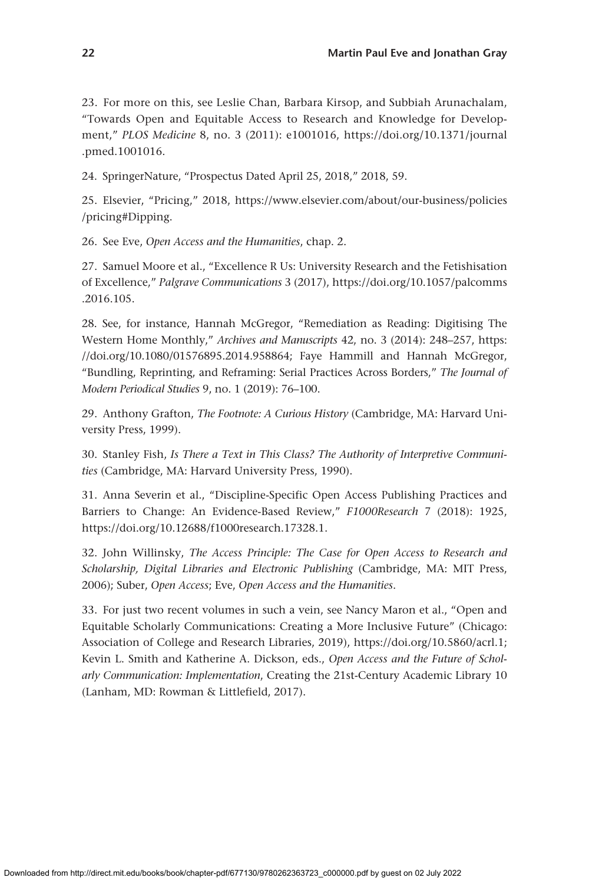23. For more on this, see Leslie Chan, Barbara Kirsop, and Subbiah Arunachalam, "Towards Open and Equitable Access to Research and Knowledge for Development," *PLOS Medicine* 8, no. 3 (2011): e1001016, https://doi.org/10.1371/journal.pmed.1001016.

24. SpringerNature, "Prospectus Dated April 25, 2018," 2018, 59.

25. Elsevier, "Pricing," 2018, https://www.elsevier.com/about/our-business/policies/pricing#Dipping.

26. See Eve, *Open Access and the Humanities*, chap. 2.

27. Samuel Moore et al., "Excellence R Us: University Research and the Fetishisation of Excellence," *Palgrave Communications* 3 (2017), https://doi.org/10.1057/palcomms.2016.105.

28. See, for instance, Hannah McGregor, "Remediation as Reading: Digitising The Western Home Monthly," *Archives and Manuscripts* 42, no. 3 (2014): 248–257, https://doi.org/10.1080/01576895.2014.958864; Faye Hammill and Hannah McGregor, "Bundling, Reprinting, and Reframing: Serial Practices Across Borders," *The Journal of Modern Periodical Studies* 9, no. 1 (2019): 76–100.

29. Anthony Grafton, *The Footnote: A Curious History* (Cambridge, MA: Harvard University Press, 1999).

30. Stanley Fish, *Is There a Text in This Class? The Authority of Interpretive Communities* (Cambridge, MA: Harvard University Press, 1990).

31. Anna Severin et al., "Discipline-Specific Open Access Publishing Practices and Barriers to Change: An Evidence-Based Review," *F1000Research* 7 (2018): 1925, https://doi.org/10.12688/f1000research.17328.1.

32. John Willinsky, *The Access Principle: The Case for Open Access to Research and Scholarship, Digital Libraries and Electronic Publishing* (Cambridge, MA: MIT Press, 2006); Suber, *Open Access*; Eve, *Open Access and the Humanities*.

33. For just two recent volumes in such a vein, see Nancy Maron et al., "Open and Equitable Scholarly Communications: Creating a More Inclusive Future" (Chicago: Association of College and Research Libraries, 2019), https://doi.org/10.5860/acrl.1; Kevin L. Smith and Katherine A. Dickson, eds., *Open Access and the Future of Scholarly Communication: Implementation*, Creating the 21st-Century Academic Library 10 (Lanham, MD: Rowman & Littlefield, 2017).